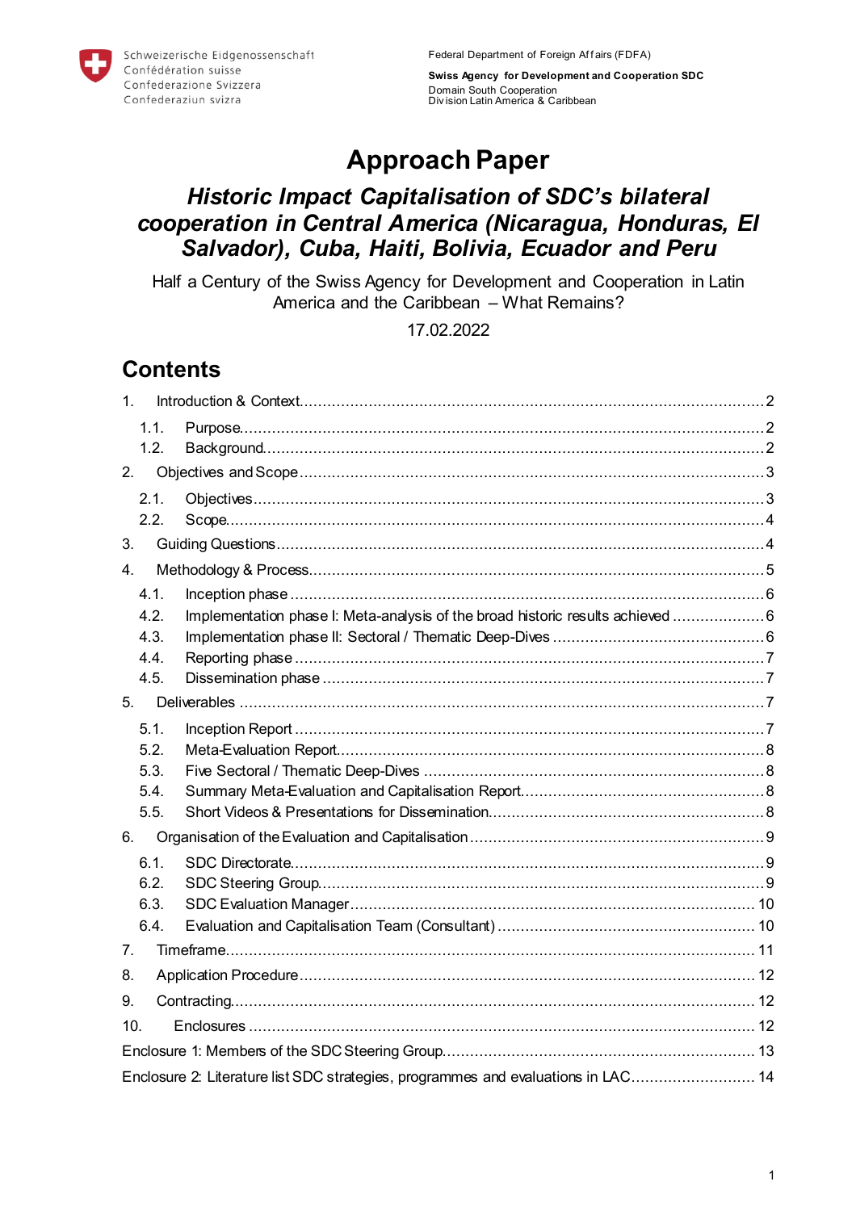Schweizerische Eidgenossenschaft
Confédération suisse
Confederazione Svizzera
Confederaziun svizra

Federal Department of Foreign Affairs (FDFA)

**Swiss Agency for Development and Cooperation SDC**
Domain South Cooperation
Division Latin America & Caribbean

# Approach Paper

## *Historic Impact Capitalisation of SDC's bilateral cooperation in Central America (Nicaragua, Honduras, El Salvador), Cuba, Haiti, Bolivia, Ecuador and Peru*

Half a Century of the Swiss Agency for Development and Cooperation in Latin America and the Caribbean – What Remains?

17.02.2022

## Contents

1. Introduction & Context ..... 2
   1.1. Purpose ..... 2
   1.2. Background ..... 2
2. Objectives and Scope ..... 3
   2.1. Objectives ..... 3
   2.2. Scope ..... 4
3. Guiding Questions ..... 4
4. Methodology & Process ..... 5
   4.1. Inception phase ..... 6
   4.2. Implementation phase I: Meta-analysis of the broad historic results achieved ..... 6
   4.3. Implementation phase II: Sectoral / Thematic Deep-Dives ..... 6
   4.4. Reporting phase ..... 7
   4.5. Dissemination phase ..... 7
5. Deliverables ..... 7
   5.1. Inception Report ..... 7
   5.2. Meta-Evaluation Report ..... 8
   5.3. Five Sectoral / Thematic Deep-Dives ..... 8
   5.4. Summary Meta-Evaluation and Capitalisation Report ..... 8
   5.5. Short Videos & Presentations for Dissemination ..... 8
6. Organisation of the Evaluation and Capitalisation ..... 9
   6.1. SDC Directorate ..... 9
   6.2. SDC Steering Group ..... 9
   6.3. SDC Evaluation Manager ..... 10
   6.4. Evaluation and Capitalisation Team (Consultant) ..... 10
7. Timeframe ..... 11
8. Application Procedure ..... 12
9. Contracting ..... 12
10. Enclosures ..... 12

Enclosure 1: Members of the SDC Steering Group ..... 13

Enclosure 2: Literature list SDC strategies, programmes and evaluations in LAC ..... 14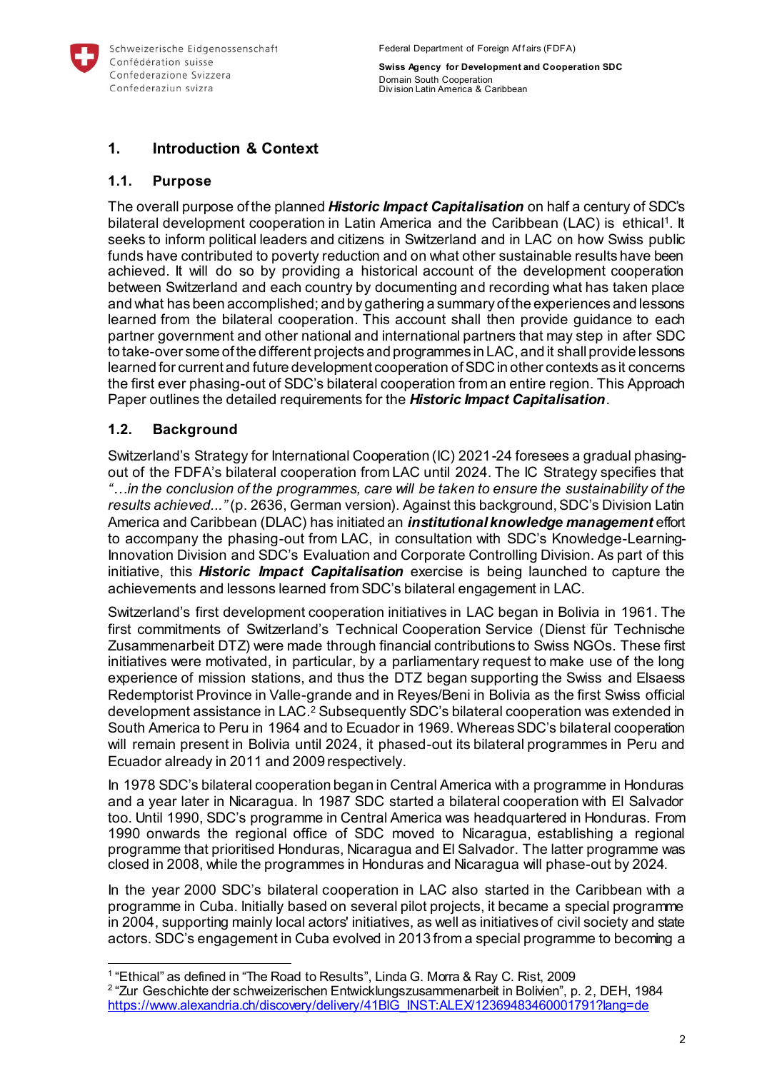## 1. Introduction & Context

### 1.1. Purpose

The overall purpose of the planned ***Historic Impact Capitalisation*** on half a century of SDC's bilateral development cooperation in Latin America and the Caribbean (LAC) is ethical[1]. It seeks to inform political leaders and citizens in Switzerland and in LAC on how Swiss public funds have contributed to poverty reduction and on what other sustainable results have been achieved. It will do so by providing a historical account of the development cooperation between Switzerland and each country by documenting and recording what has taken place and what has been accomplished; and by gathering a summary of the experiences and lessons learned from the bilateral cooperation. This account shall then provide guidance to each partner government and other national and international partners that may step in after SDC to take-over some of the different projects and programmes in LAC, and it shall provide lessons learned for current and future development cooperation of SDC in other contexts as it concerns the first ever phasing-out of SDC's bilateral cooperation from an entire region. This Approach Paper outlines the detailed requirements for the ***Historic Impact Capitalisation***.

### 1.2. Background

Switzerland's Strategy for International Cooperation (IC) 2021-24 foresees a gradual phasing-out of the FDFA's bilateral cooperation from LAC until 2024. The IC Strategy specifies that *"…in the conclusion of the programmes, care will be taken to ensure the sustainability of the results achieved..."* (p. 2636, German version). Against this background, SDC's Division Latin America and Caribbean (DLAC) has initiated an ***institutional knowledge management*** effort to accompany the phasing-out from LAC, in consultation with SDC's Knowledge-Learning-Innovation Division and SDC's Evaluation and Corporate Controlling Division. As part of this initiative, this ***Historic Impact Capitalisation*** exercise is being launched to capture the achievements and lessons learned from SDC's bilateral engagement in LAC.

Switzerland's first development cooperation initiatives in LAC began in Bolivia in 1961. The first commitments of Switzerland's Technical Cooperation Service (Dienst für Technische Zusammenarbeit DTZ) were made through financial contributions to Swiss NGOs. These first initiatives were motivated, in particular, by a parliamentary request to make use of the long experience of mission stations, and thus the DTZ began supporting the Swiss and Elsaess Redemptorist Province in Valle-grande and in Reyes/Beni in Bolivia as the first Swiss official development assistance in LAC.[2] Subsequently SDC's bilateral cooperation was extended in South America to Peru in 1964 and to Ecuador in 1969. Whereas SDC's bilateral cooperation will remain present in Bolivia until 2024, it phased-out its bilateral programmes in Peru and Ecuador already in 2011 and 2009 respectively.

In 1978 SDC's bilateral cooperation began in Central America with a programme in Honduras and a year later in Nicaragua. In 1987 SDC started a bilateral cooperation with El Salvador too. Until 1990, SDC's programme in Central America was headquartered in Honduras. From 1990 onwards the regional office of SDC moved to Nicaragua, establishing a regional programme that prioritised Honduras, Nicaragua and El Salvador. The latter programme was closed in 2008, while the programmes in Honduras and Nicaragua will phase-out by 2024.

In the year 2000 SDC's bilateral cooperation in LAC also started in the Caribbean with a programme in Cuba. Initially based on several pilot projects, it became a special programme in 2004, supporting mainly local actors' initiatives, as well as initiatives of civil society and state actors. SDC's engagement in Cuba evolved in 2013 from a special programme to becoming a

---

[1] "Ethical" as defined in "The Road to Results", Linda G. Morra & Ray C. Rist, 2009

[2] "Zur Geschichte der schweizerischen Entwicklungszusammenarbeit in Bolivien", p. 2, DEH, 1984 https://www.alexandria.ch/discovery/delivery/41BIG_INST:ALEX/12369483460001791?lang=de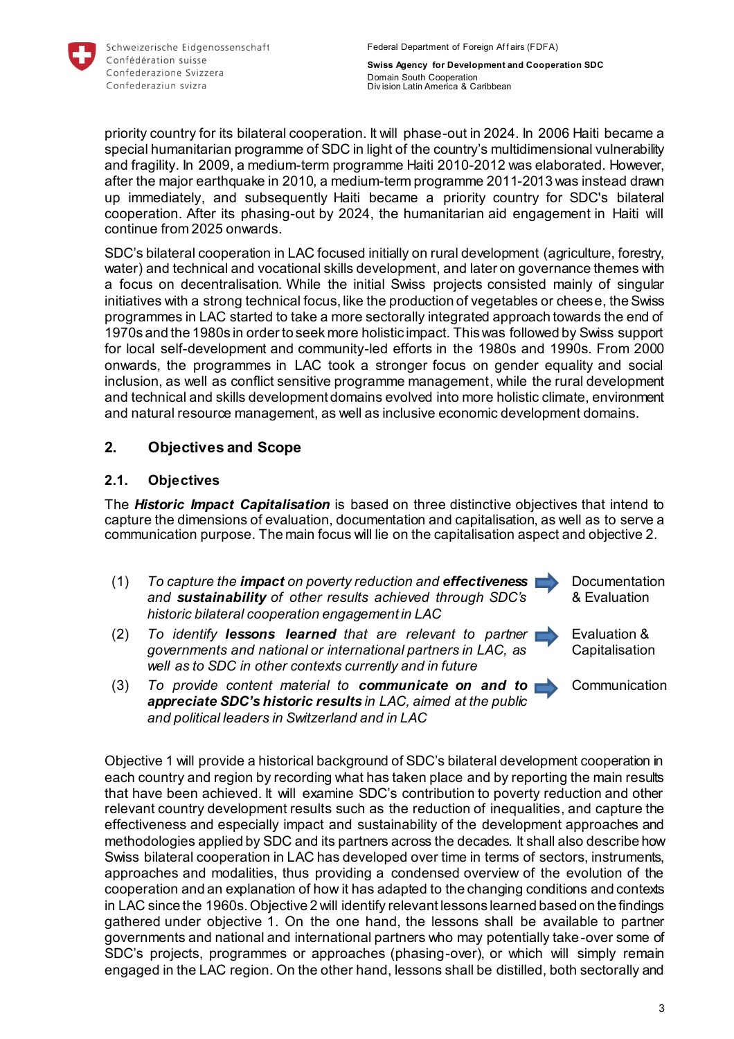priority country for its bilateral cooperation. It will phase-out in 2024. In 2006 Haiti became a special humanitarian programme of SDC in light of the country's multidimensional vulnerability and fragility. In 2009, a medium-term programme Haiti 2010-2012 was elaborated. However, after the major earthquake in 2010, a medium-term programme 2011-2013 was instead drawn up immediately, and subsequently Haiti became a priority country for SDC's bilateral cooperation. After its phasing-out by 2024, the humanitarian aid engagement in Haiti will continue from 2025 onwards.

SDC's bilateral cooperation in LAC focused initially on rural development (agriculture, forestry, water) and technical and vocational skills development, and later on governance themes with a focus on decentralisation. While the initial Swiss projects consisted mainly of singular initiatives with a strong technical focus, like the production of vegetables or cheese, the Swiss programmes in LAC started to take a more sectorally integrated approach towards the end of 1970s and the 1980s in order to seek more holistic impact. This was followed by Swiss support for local self-development and community-led efforts in the 1980s and 1990s. From 2000 onwards, the programmes in LAC took a stronger focus on gender equality and social inclusion, as well as conflict sensitive programme management, while the rural development and technical and skills development domains evolved into more holistic climate, environment and natural resource management, as well as inclusive economic development domains.

## 2. Objectives and Scope

### 2.1. Objectives

The ***Historic Impact Capitalisation*** is based on three distinctive objectives that intend to capture the dimensions of evaluation, documentation and capitalisation, as well as to serve a communication purpose. The main focus will lie on the capitalisation aspect and objective 2.

| | Objective | | Dimension |
|---|---|---|---|
| (1) | *To capture the* ***impact*** *on poverty reduction and* ***effectiveness*** *and* ***sustainability*** *of other results achieved through SDC's historic bilateral cooperation engagement in LAC* | → | Documentation & Evaluation |
| (2) | *To identify* ***lessons learned*** *that are relevant to partner governments and national or international partners in LAC, as well as to SDC in other contexts currently and in future* | → | Evaluation & Capitalisation |
| (3) | *To provide content material to* ***communicate on and to appreciate SDC's historic results*** *in LAC, aimed at the public and political leaders in Switzerland and in LAC* | → | Communication |

Objective 1 will provide a historical background of SDC's bilateral development cooperation in each country and region by recording what has taken place and by reporting the main results that have been achieved. It will examine SDC's contribution to poverty reduction and other relevant country development results such as the reduction of inequalities, and capture the effectiveness and especially impact and sustainability of the development approaches and methodologies applied by SDC and its partners across the decades. It shall also describe how Swiss bilateral cooperation in LAC has developed over time in terms of sectors, instruments, approaches and modalities, thus providing a condensed overview of the evolution of the cooperation and an explanation of how it has adapted to the changing conditions and contexts in LAC since the 1960s. Objective 2 will identify relevant lessons learned based on the findings gathered under objective 1. On the one hand, the lessons shall be available to partner governments and national and international partners who may potentially take-over some of SDC's projects, programmes or approaches (phasing-over), or which will simply remain engaged in the LAC region. On the other hand, lessons shall be distilled, both sectorally and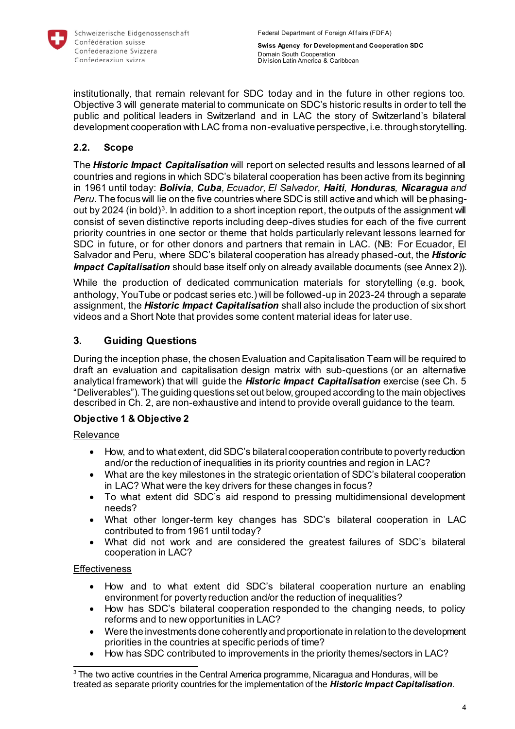institutionally, that remain relevant for SDC today and in the future in other regions too. Objective 3 will generate material to communicate on SDC's historic results in order to tell the public and political leaders in Switzerland and in LAC the story of Switzerland's bilateral development cooperation with LAC from a non-evaluative perspective, i.e. through storytelling.

## 2.2. Scope

The ***Historic Impact Capitalisation*** will report on selected results and lessons learned of all countries and regions in which SDC's bilateral cooperation has been active from its beginning in 1961 until today: ***Bolivia****, Cuba, Ecuador, El Salvador,* ***Haiti****,* ***Honduras****,* ***Nicaragua*** *and Peru*. The focus will lie on the five countries where SDC is still active and which will be phasing-out by 2024 (in bold)[3]. In addition to a short inception report, the outputs of the assignment will consist of seven distinctive reports including deep-dives studies for each of the five current priority countries in one sector or theme that holds particularly relevant lessons learned for SDC in future, or for other donors and partners that remain in LAC. (NB: For Ecuador, El Salvador and Peru, where SDC's bilateral cooperation has already phased-out, the ***Historic Impact Capitalisation*** should base itself only on already available documents (see Annex 2)).

While the production of dedicated communication materials for storytelling (e.g. book, anthology, YouTube or podcast series etc.) will be followed-up in 2023-24 through a separate assignment, the ***Historic Impact Capitalisation*** shall also include the production of six short videos and a Short Note that provides some content material ideas for later use.

# 3. Guiding Questions

During the inception phase, the chosen Evaluation and Capitalisation Team will be required to draft an evaluation and capitalisation design matrix with sub-questions (or an alternative analytical framework) that will guide the ***Historic Impact Capitalisation*** exercise (see Ch. 5 "Deliverables"). The guiding questions set out below, grouped according to the main objectives described in Ch. 2, are non-exhaustive and intend to provide overall guidance to the team.

**Objective 1 & Objective 2**

<u>Relevance</u>

- How, and to what extent, did SDC's bilateral cooperation contribute to poverty reduction and/or the reduction of inequalities in its priority countries and region in LAC?
- What are the key milestones in the strategic orientation of SDC's bilateral cooperation in LAC? What were the key drivers for these changes in focus?
- To what extent did SDC's aid respond to pressing multidimensional development needs?
- What other longer-term key changes has SDC's bilateral cooperation in LAC contributed to from 1961 until today?
- What did not work and are considered the greatest failures of SDC's bilateral cooperation in LAC?

<u>Effectiveness</u>

- How and to what extent did SDC's bilateral cooperation nurture an enabling environment for poverty reduction and/or the reduction of inequalities?
- How has SDC's bilateral cooperation responded to the changing needs, to policy reforms and to new opportunities in LAC?
- Were the investments done coherently and proportionate in relation to the development priorities in the countries at specific periods of time?
- How has SDC contributed to improvements in the priority themes/sectors in LAC?

[3] The two active countries in the Central America programme, Nicaragua and Honduras, will be treated as separate priority countries for the implementation of the ***Historic Impact Capitalisation***.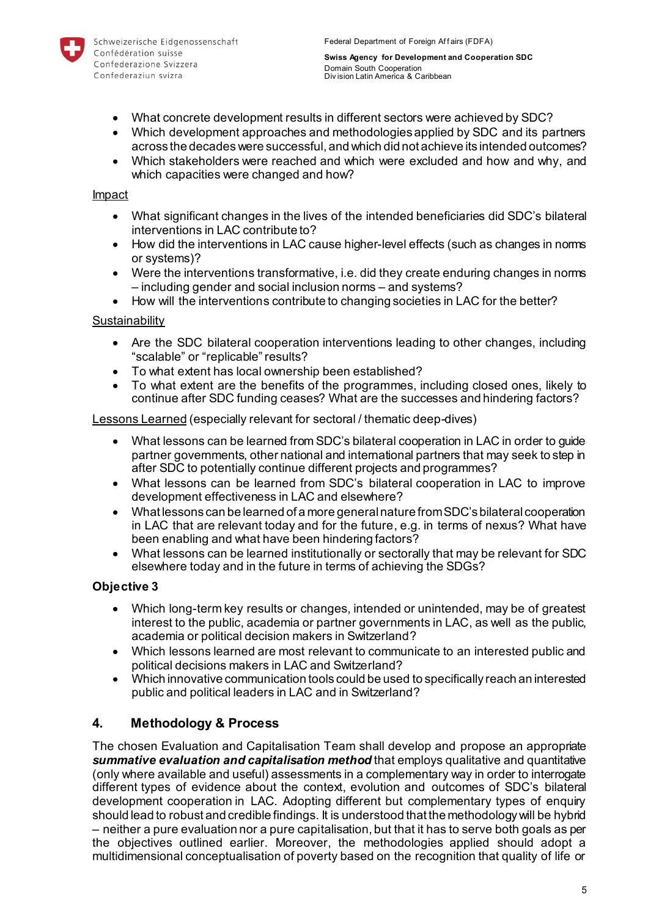- What concrete development results in different sectors were achieved by SDC?
- Which development approaches and methodologies applied by SDC and its partners across the decades were successful, and which did not achieve its intended outcomes?
- Which stakeholders were reached and which were excluded and how and why, and which capacities were changed and how?

Impact

- What significant changes in the lives of the intended beneficiaries did SDC's bilateral interventions in LAC contribute to?
- How did the interventions in LAC cause higher-level effects (such as changes in norms or systems)?
- Were the interventions transformative, i.e. did they create enduring changes in norms – including gender and social inclusion norms – and systems?
- How will the interventions contribute to changing societies in LAC for the better?

Sustainability

- Are the SDC bilateral cooperation interventions leading to other changes, including "scalable" or "replicable" results?
- To what extent has local ownership been established?
- To what extent are the benefits of the programmes, including closed ones, likely to continue after SDC funding ceases? What are the successes and hindering factors?

Lessons Learned (especially relevant for sectoral / thematic deep-dives)

- What lessons can be learned from SDC's bilateral cooperation in LAC in order to guide partner governments, other national and international partners that may seek to step in after SDC to potentially continue different projects and programmes?
- What lessons can be learned from SDC's bilateral cooperation in LAC to improve development effectiveness in LAC and elsewhere?
- What lessons can be learned of a more general nature from SDC's bilateral cooperation in LAC that are relevant today and for the future, e.g. in terms of nexus? What have been enabling and what have been hindering factors?
- What lessons can be learned institutionally or sectorally that may be relevant for SDC elsewhere today and in the future in terms of achieving the SDGs?

**Objective 3**

- Which long-term key results or changes, intended or unintended, may be of greatest interest to the public, academia or partner governments in LAC, as well as the public, academia or political decision makers in Switzerland?
- Which lessons learned are most relevant to communicate to an interested public and political decisions makers in LAC and Switzerland?
- Which innovative communication tools could be used to specifically reach an interested public and political leaders in LAC and in Switzerland?

## 4. Methodology & Process

The chosen Evaluation and Capitalisation Team shall develop and propose an appropriate ***summative evaluation and capitalisation method*** that employs qualitative and quantitative (only where available and useful) assessments in a complementary way in order to interrogate different types of evidence about the context, evolution and outcomes of SDC's bilateral development cooperation in LAC. Adopting different but complementary types of enquiry should lead to robust and credible findings. It is understood that the methodology will be hybrid – neither a pure evaluation nor a pure capitalisation, but that it has to serve both goals as per the objectives outlined earlier. Moreover, the methodologies applied should adopt a multidimensional conceptualisation of poverty based on the recognition that quality of life or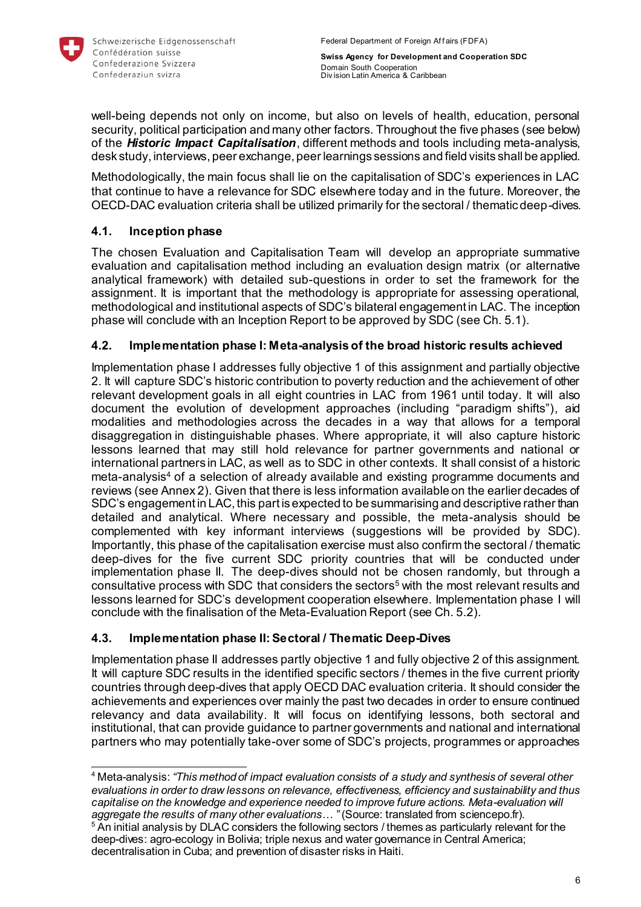well-being depends not only on income, but also on levels of health, education, personal security, political participation and many other factors. Throughout the five phases (see below) of the ***Historic Impact Capitalisation***, different methods and tools including meta-analysis, desk study, interviews, peer exchange, peer learnings sessions and field visits shall be applied.

Methodologically, the main focus shall lie on the capitalisation of SDC's experiences in LAC that continue to have a relevance for SDC elsewhere today and in the future. Moreover, the OECD-DAC evaluation criteria shall be utilized primarily for the sectoral / thematic deep-dives.

### 4.1. Inception phase

The chosen Evaluation and Capitalisation Team will develop an appropriate summative evaluation and capitalisation method including an evaluation design matrix (or alternative analytical framework) with detailed sub-questions in order to set the framework for the assignment. It is important that the methodology is appropriate for assessing operational, methodological and institutional aspects of SDC's bilateral engagement in LAC. The inception phase will conclude with an Inception Report to be approved by SDC (see Ch. 5.1).

### 4.2. Implementation phase I: Meta-analysis of the broad historic results achieved

Implementation phase I addresses fully objective 1 of this assignment and partially objective 2. It will capture SDC's historic contribution to poverty reduction and the achievement of other relevant development goals in all eight countries in LAC from 1961 until today. It will also document the evolution of development approaches (including "paradigm shifts"), aid modalities and methodologies across the decades in a way that allows for a temporal disaggregation in distinguishable phases. Where appropriate, it will also capture historic lessons learned that may still hold relevance for partner governments and national or international partners in LAC, as well as to SDC in other contexts. It shall consist of a historic meta-analysis[4] of a selection of already available and existing programme documents and reviews (see Annex 2). Given that there is less information available on the earlier decades of SDC's engagement in LAC, this part is expected to be summarising and descriptive rather than detailed and analytical. Where necessary and possible, the meta-analysis should be complemented with key informant interviews (suggestions will be provided by SDC). Importantly, this phase of the capitalisation exercise must also confirm the sectoral / thematic deep-dives for the five current SDC priority countries that will be conducted under implementation phase II. The deep-dives should not be chosen randomly, but through a consultative process with SDC that considers the sectors[5] with the most relevant results and lessons learned for SDC's development cooperation elsewhere. Implementation phase I will conclude with the finalisation of the Meta-Evaluation Report (see Ch. 5.2).

### 4.3. Implementation phase II: Sectoral / Thematic Deep-Dives

Implementation phase II addresses partly objective 1 and fully objective 2 of this assignment. It will capture SDC results in the identified specific sectors / themes in the five current priority countries through deep-dives that apply OECD DAC evaluation criteria. It should consider the achievements and experiences over mainly the past two decades in order to ensure continued relevancy and data availability. It will focus on identifying lessons, both sectoral and institutional, that can provide guidance to partner governments and national and international partners who may potentially take-over some of SDC's projects, programmes or approaches

---

[4] Meta-analysis: *"This method of impact evaluation consists of a study and synthesis of several other evaluations in order to draw lessons on relevance, effectiveness, efficiency and sustainability and thus capitalise on the knowledge and experience needed to improve future actions. Meta-evaluation will aggregate the results of many other evaluations… "* (Source: translated from sciencepo.fr).

[5] An initial analysis by DLAC considers the following sectors / themes as particularly relevant for the deep-dives: agro-ecology in Bolivia; triple nexus and water governance in Central America; decentralisation in Cuba; and prevention of disaster risks in Haiti.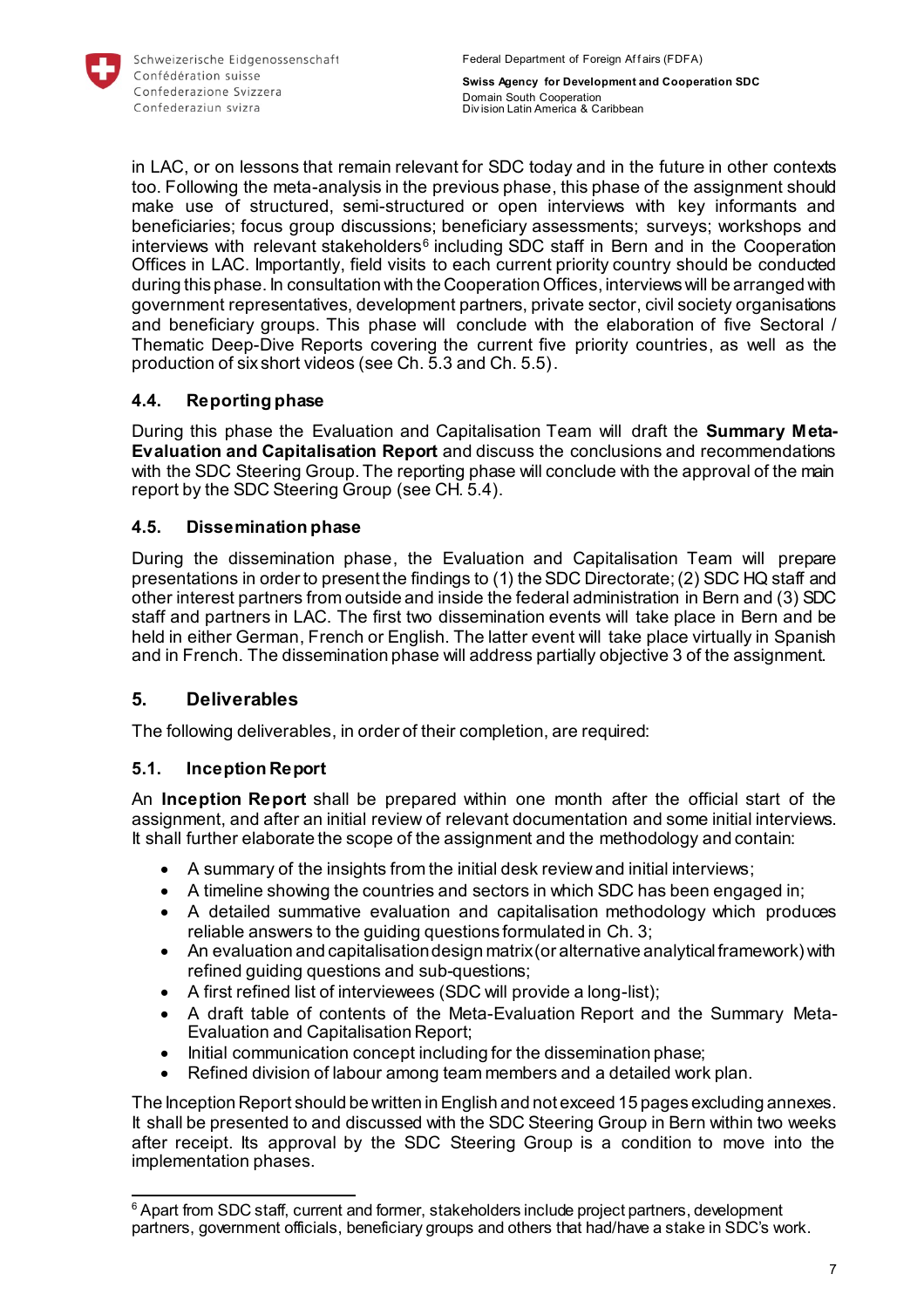in LAC, or on lessons that remain relevant for SDC today and in the future in other contexts too. Following the meta-analysis in the previous phase, this phase of the assignment should make use of structured, semi-structured or open interviews with key informants and beneficiaries; focus group discussions; beneficiary assessments; surveys; workshops and interviews with relevant stakeholders[6] including SDC staff in Bern and in the Cooperation Offices in LAC. Importantly, field visits to each current priority country should be conducted during this phase. In consultation with the Cooperation Offices, interviews will be arranged with government representatives, development partners, private sector, civil society organisations and beneficiary groups. This phase will conclude with the elaboration of five Sectoral / Thematic Deep-Dive Reports covering the current five priority countries, as well as the production of six short videos (see Ch. 5.3 and Ch. 5.5).

### 4.4. Reporting phase

During this phase the Evaluation and Capitalisation Team will draft the **Summary Meta-Evaluation and Capitalisation Report** and discuss the conclusions and recommendations with the SDC Steering Group. The reporting phase will conclude with the approval of the main report by the SDC Steering Group (see CH. 5.4).

### 4.5. Dissemination phase

During the dissemination phase, the Evaluation and Capitalisation Team will prepare presentations in order to present the findings to (1) the SDC Directorate; (2) SDC HQ staff and other interest partners from outside and inside the federal administration in Bern and (3) SDC staff and partners in LAC. The first two dissemination events will take place in Bern and be held in either German, French or English. The latter event will take place virtually in Spanish and in French. The dissemination phase will address partially objective 3 of the assignment.

## 5. Deliverables

The following deliverables, in order of their completion, are required:

### 5.1. Inception Report

An **Inception Report** shall be prepared within one month after the official start of the assignment, and after an initial review of relevant documentation and some initial interviews. It shall further elaborate the scope of the assignment and the methodology and contain:

- A summary of the insights from the initial desk review and initial interviews;
- A timeline showing the countries and sectors in which SDC has been engaged in;
- A detailed summative evaluation and capitalisation methodology which produces reliable answers to the guiding questions formulated in Ch. 3;
- An evaluation and capitalisation design matrix (or alternative analytical framework) with refined guiding questions and sub-questions;
- A first refined list of interviewees (SDC will provide a long-list);
- A draft table of contents of the Meta-Evaluation Report and the Summary Meta-Evaluation and Capitalisation Report;
- Initial communication concept including for the dissemination phase;
- Refined division of labour among team members and a detailed work plan.

The Inception Report should be written in English and not exceed 15 pages excluding annexes. It shall be presented to and discussed with the SDC Steering Group in Bern within two weeks after receipt. Its approval by the SDC Steering Group is a condition to move into the implementation phases.

---

[6] Apart from SDC staff, current and former, stakeholders include project partners, development partners, government officials, beneficiary groups and others that had/have a stake in SDC's work.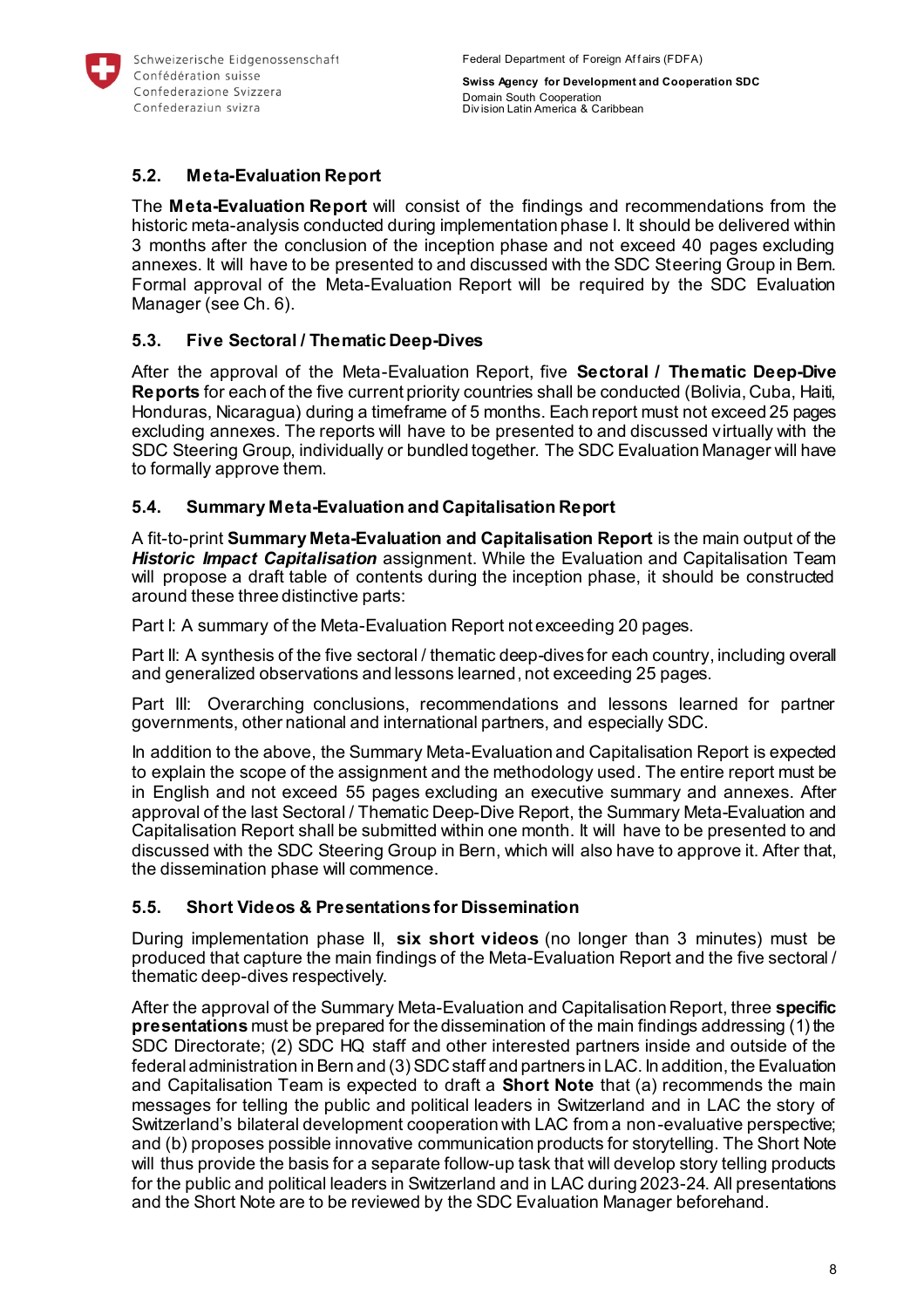### 5.2. Meta-Evaluation Report

The **Meta-Evaluation Report** will consist of the findings and recommendations from the historic meta-analysis conducted during implementation phase I. It should be delivered within 3 months after the conclusion of the inception phase and not exceed 40 pages excluding annexes. It will have to be presented to and discussed with the SDC Steering Group in Bern. Formal approval of the Meta-Evaluation Report will be required by the SDC Evaluation Manager (see Ch. 6).

### 5.3. Five Sectoral / Thematic Deep-Dives

After the approval of the Meta-Evaluation Report, five **Sectoral / Thematic Deep-Dive Reports** for each of the five current priority countries shall be conducted (Bolivia, Cuba, Haiti, Honduras, Nicaragua) during a timeframe of 5 months. Each report must not exceed 25 pages excluding annexes. The reports will have to be presented to and discussed virtually with the SDC Steering Group, individually or bundled together. The SDC Evaluation Manager will have to formally approve them.

### 5.4. Summary Meta-Evaluation and Capitalisation Report

A fit-to-print **Summary Meta-Evaluation and Capitalisation Report** is the main output of the ***Historic Impact Capitalisation*** assignment. While the Evaluation and Capitalisation Team will propose a draft table of contents during the inception phase, it should be constructed around these three distinctive parts:

Part I: A summary of the Meta-Evaluation Report not exceeding 20 pages.

Part II: A synthesis of the five sectoral / thematic deep-dives for each country, including overall and generalized observations and lessons learned, not exceeding 25 pages.

Part III: Overarching conclusions, recommendations and lessons learned for partner governments, other national and international partners, and especially SDC.

In addition to the above, the Summary Meta-Evaluation and Capitalisation Report is expected to explain the scope of the assignment and the methodology used. The entire report must be in English and not exceed 55 pages excluding an executive summary and annexes. After approval of the last Sectoral / Thematic Deep-Dive Report, the Summary Meta-Evaluation and Capitalisation Report shall be submitted within one month. It will have to be presented to and discussed with the SDC Steering Group in Bern, which will also have to approve it. After that, the dissemination phase will commence.

### 5.5. Short Videos & Presentations for Dissemination

During implementation phase II, **six short videos** (no longer than 3 minutes) must be produced that capture the main findings of the Meta-Evaluation Report and the five sectoral / thematic deep-dives respectively.

After the approval of the Summary Meta-Evaluation and Capitalisation Report, three **specific presentations** must be prepared for the dissemination of the main findings addressing (1) the SDC Directorate; (2) SDC HQ staff and other interested partners inside and outside of the federal administration in Bern and (3) SDC staff and partners in LAC. In addition, the Evaluation and Capitalisation Team is expected to draft a **Short Note** that (a) recommends the main messages for telling the public and political leaders in Switzerland and in LAC the story of Switzerland's bilateral development cooperation with LAC from a non-evaluative perspective; and (b) proposes possible innovative communication products for storytelling. The Short Note will thus provide the basis for a separate follow-up task that will develop story telling products for the public and political leaders in Switzerland and in LAC during 2023-24. All presentations and the Short Note are to be reviewed by the SDC Evaluation Manager beforehand.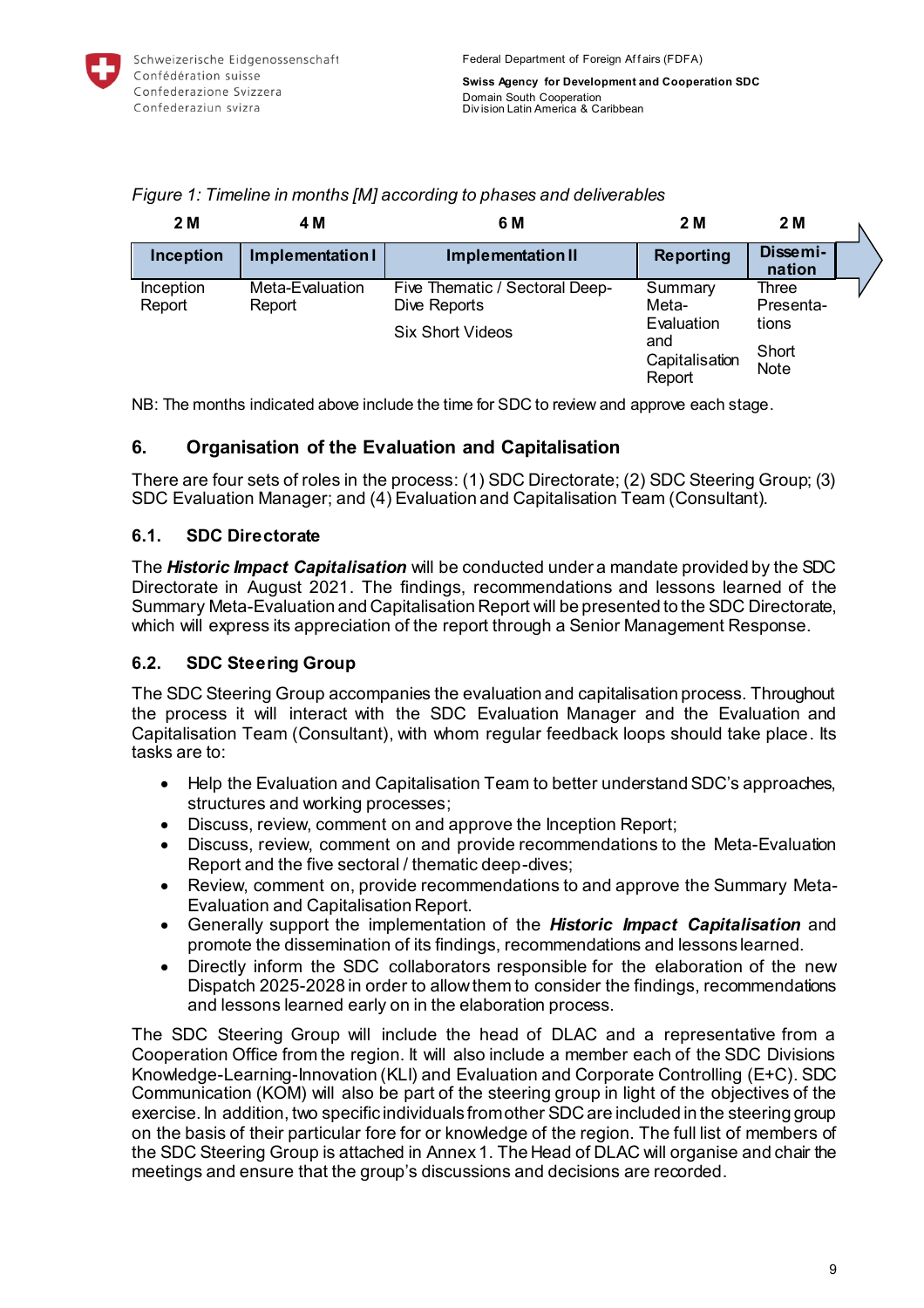*Figure 1: Timeline in months [M] according to phases and deliverables*

| 2 M | 4 M | 6 M | 2 M | 2 M |
|---|---|---|---|---|
| **Inception** | **Implementation I** | **Implementation II** | **Reporting** | **Dissemi-nation** |
| Inception Report | Meta-Evaluation Report | Five Thematic / Sectoral Deep-Dive Reports<br><br>Six Short Videos | Summary Meta-Evaluation and Capitalisation Report | Three Presenta-tions<br><br>Short Note |

NB: The months indicated above include the time for SDC to review and approve each stage.

## 6. Organisation of the Evaluation and Capitalisation

There are four sets of roles in the process: (1) SDC Directorate; (2) SDC Steering Group; (3) SDC Evaluation Manager; and (4) Evaluation and Capitalisation Team (Consultant).

### 6.1. SDC Directorate

The ***Historic Impact Capitalisation*** will be conducted under a mandate provided by the SDC Directorate in August 2021. The findings, recommendations and lessons learned of the Summary Meta-Evaluation and Capitalisation Report will be presented to the SDC Directorate, which will express its appreciation of the report through a Senior Management Response.

### 6.2. SDC Steering Group

The SDC Steering Group accompanies the evaluation and capitalisation process. Throughout the process it will interact with the SDC Evaluation Manager and the Evaluation and Capitalisation Team (Consultant), with whom regular feedback loops should take place. Its tasks are to:

- Help the Evaluation and Capitalisation Team to better understand SDC's approaches, structures and working processes;
- Discuss, review, comment on and approve the Inception Report;
- Discuss, review, comment on and provide recommendations to the Meta-Evaluation Report and the five sectoral / thematic deep-dives;
- Review, comment on, provide recommendations to and approve the Summary Meta-Evaluation and Capitalisation Report.
- Generally support the implementation of the ***Historic Impact Capitalisation*** and promote the dissemination of its findings, recommendations and lessons learned.
- Directly inform the SDC collaborators responsible for the elaboration of the new Dispatch 2025-2028 in order to allow them to consider the findings, recommendations and lessons learned early on in the elaboration process.

The SDC Steering Group will include the head of DLAC and a representative from a Cooperation Office from the region. It will also include a member each of the SDC Divisions Knowledge-Learning-Innovation (KLI) and Evaluation and Corporate Controlling (E+C). SDC Communication (KOM) will also be part of the steering group in light of the objectives of the exercise. In addition, two specific individuals from other SDC are included in the steering group on the basis of their particular fore for or knowledge of the region. The full list of members of the SDC Steering Group is attached in Annex 1. The Head of DLAC will organise and chair the meetings and ensure that the group's discussions and decisions are recorded.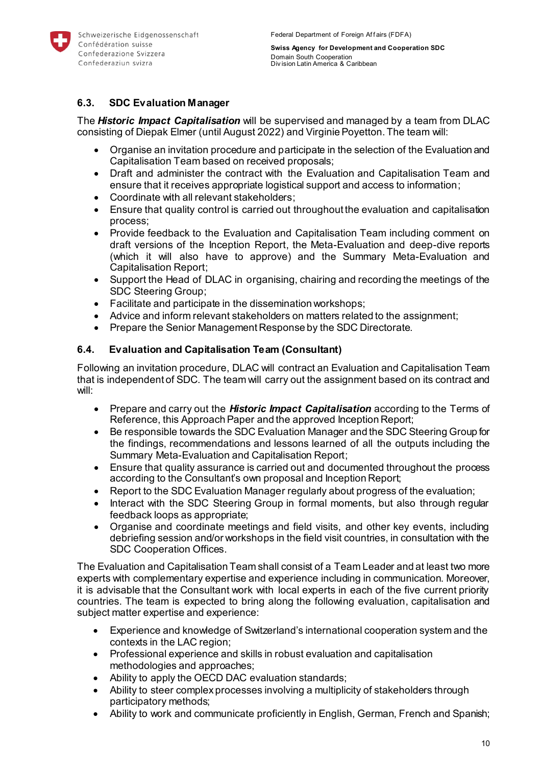### 6.3. SDC Evaluation Manager

The ***Historic Impact Capitalisation*** will be supervised and managed by a team from DLAC consisting of Diepak Elmer (until August 2022) and Virginie Poyetton. The team will:

- Organise an invitation procedure and participate in the selection of the Evaluation and Capitalisation Team based on received proposals;
- Draft and administer the contract with the Evaluation and Capitalisation Team and ensure that it receives appropriate logistical support and access to information;
- Coordinate with all relevant stakeholders;
- Ensure that quality control is carried out throughout the evaluation and capitalisation process;
- Provide feedback to the Evaluation and Capitalisation Team including comment on draft versions of the Inception Report, the Meta-Evaluation and deep-dive reports (which it will also have to approve) and the Summary Meta-Evaluation and Capitalisation Report;
- Support the Head of DLAC in organising, chairing and recording the meetings of the SDC Steering Group;
- Facilitate and participate in the dissemination workshops;
- Advice and inform relevant stakeholders on matters related to the assignment;
- Prepare the Senior Management Response by the SDC Directorate.

### 6.4. Evaluation and Capitalisation Team (Consultant)

Following an invitation procedure, DLAC will contract an Evaluation and Capitalisation Team that is independent of SDC. The team will carry out the assignment based on its contract and will:

- Prepare and carry out the ***Historic Impact Capitalisation*** according to the Terms of Reference, this Approach Paper and the approved Inception Report;
- Be responsible towards the SDC Evaluation Manager and the SDC Steering Group for the findings, recommendations and lessons learned of all the outputs including the Summary Meta-Evaluation and Capitalisation Report;
- Ensure that quality assurance is carried out and documented throughout the process according to the Consultant's own proposal and Inception Report;
- Report to the SDC Evaluation Manager regularly about progress of the evaluation;
- Interact with the SDC Steering Group in formal moments, but also through regular feedback loops as appropriate;
- Organise and coordinate meetings and field visits, and other key events, including debriefing session and/or workshops in the field visit countries, in consultation with the SDC Cooperation Offices.

The Evaluation and Capitalisation Team shall consist of a Team Leader and at least two more experts with complementary expertise and experience including in communication. Moreover, it is advisable that the Consultant work with local experts in each of the five current priority countries. The team is expected to bring along the following evaluation, capitalisation and subject matter expertise and experience:

- Experience and knowledge of Switzerland's international cooperation system and the contexts in the LAC region;
- Professional experience and skills in robust evaluation and capitalisation methodologies and approaches;
- Ability to apply the OECD DAC evaluation standards;
- Ability to steer complex processes involving a multiplicity of stakeholders through participatory methods;
- Ability to work and communicate proficiently in English, German, French and Spanish;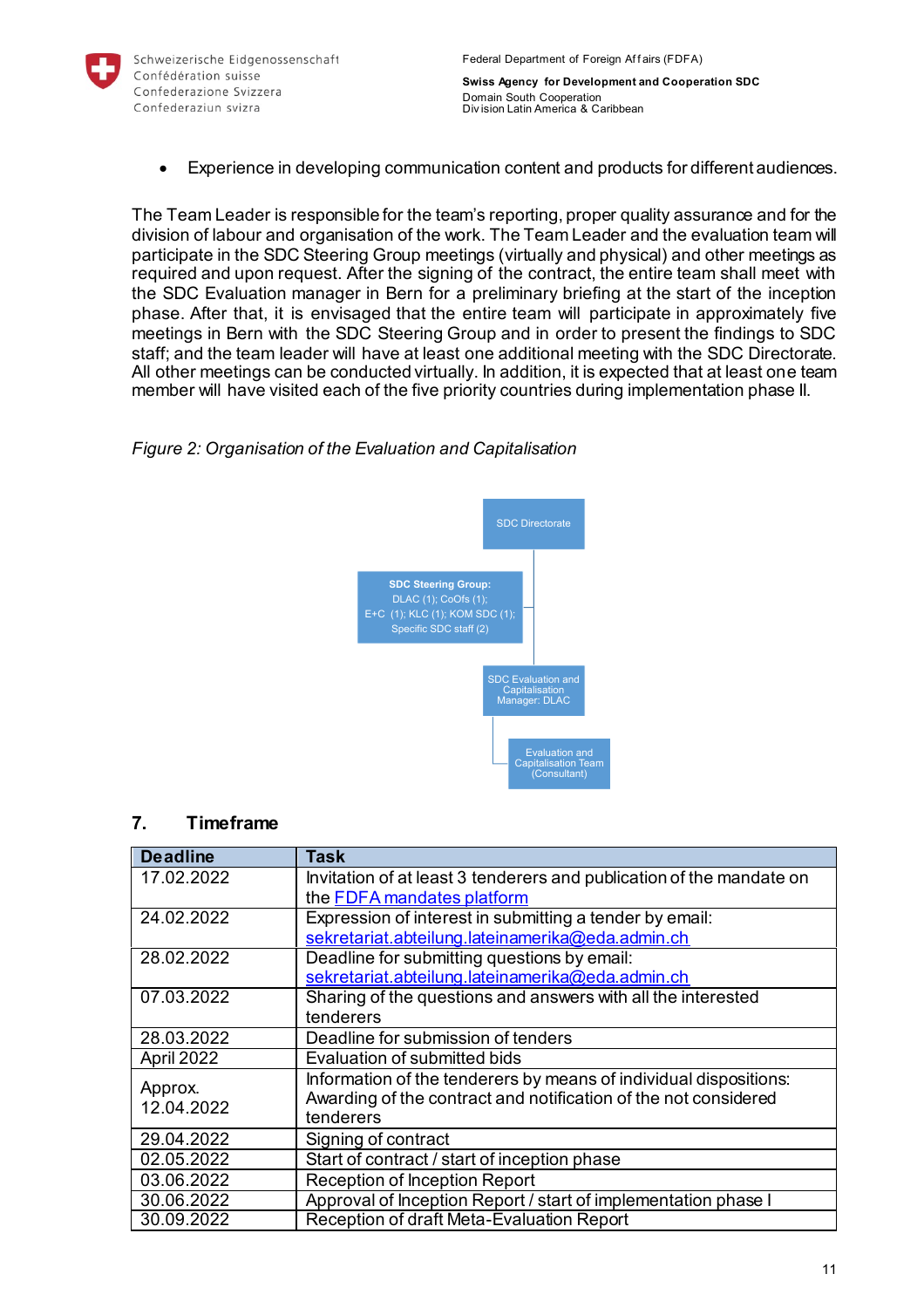- Experience in developing communication content and products for different audiences.

The Team Leader is responsible for the team's reporting, proper quality assurance and for the division of labour and organisation of the work. The Team Leader and the evaluation team will participate in the SDC Steering Group meetings (virtually and physical) and other meetings as required and upon request. After the signing of the contract, the entire team shall meet with the SDC Evaluation manager in Bern for a preliminary briefing at the start of the inception phase. After that, it is envisaged that the entire team will participate in approximately five meetings in Bern with the SDC Steering Group and in order to present the findings to SDC staff; and the team leader will have at least one additional meeting with the SDC Directorate. All other meetings can be conducted virtually. In addition, it is expected that at least one team member will have visited each of the five priority countries during implementation phase II.

*Figure 2: Organisation of the Evaluation and Capitalisation*

SDC Directorate

**SDC Steering Group:** DLAC (1); CoOfs (1); E+C (1); KLC (1); KOM SDC (1); Specific SDC staff (2)

SDC Evaluation and Capitalisation Manager: DLAC

Evaluation and Capitalisation Team (Consultant)

## 7. Timeframe

| Deadline | Task |
|---|---|
| 17.02.2022 | Invitation of at least 3 tenderers and publication of the mandate on the [FDFA mandates platform]() |
| 24.02.2022 | Expression of interest in submitting a tender by email: [sekretariat.abteilung.lateinamerika@eda.admin.ch](mailto:sekretariat.abteilung.lateinamerika@eda.admin.ch) |
| 28.02.2022 | Deadline for submitting questions by email: [sekretariat.abteilung.lateinamerika@eda.admin.ch](mailto:sekretariat.abteilung.lateinamerika@eda.admin.ch) |
| 07.03.2022 | Sharing of the questions and answers with all the interested tenderers |
| 28.03.2022 | Deadline for submission of tenders |
| April 2022 | Evaluation of submitted bids |
| Approx. 12.04.2022 | Information of the tenderers by means of individual dispositions: Awarding of the contract and notification of the not considered tenderers |
| 29.04.2022 | Signing of contract |
| 02.05.2022 | Start of contract / start of inception phase |
| 03.06.2022 | Reception of Inception Report |
| 30.06.2022 | Approval of Inception Report / start of implementation phase I |
| 30.09.2022 | Reception of draft Meta-Evaluation Report |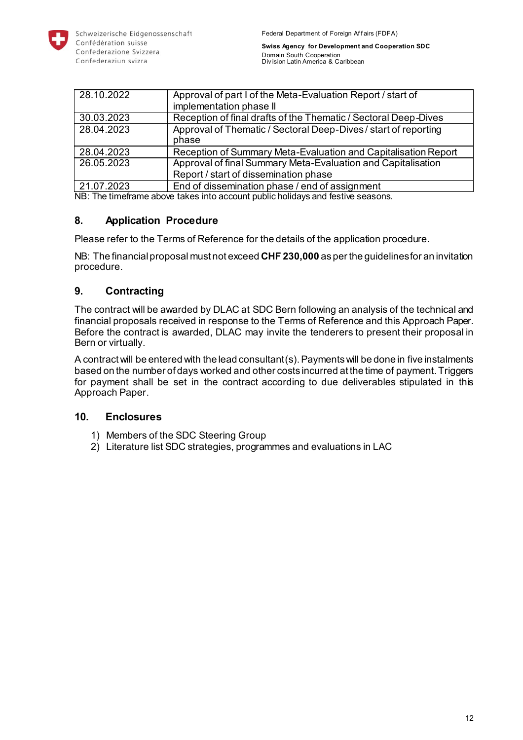| 28.10.2022 | Approval of part I of the Meta-Evaluation Report / start of implementation phase II |
| --- | --- |
| 30.03.2023 | Reception of final drafts of the Thematic / Sectoral Deep-Dives |
| 28.04.2023 | Approval of Thematic / Sectoral Deep-Dives / start of reporting phase |
| 28.04.2023 | Reception of Summary Meta-Evaluation and Capitalisation Report |
| 26.05.2023 | Approval of final Summary Meta-Evaluation and Capitalisation Report / start of dissemination phase |
| 21.07.2023 | End of dissemination phase / end of assignment |

NB: The timeframe above takes into account public holidays and festive seasons.

## 8. Application Procedure

Please refer to the Terms of Reference for the details of the application procedure.

NB: The financial proposal must not exceed **CHF 230,000** as per the guidelines for an invitation procedure.

## 9. Contracting

The contract will be awarded by DLAC at SDC Bern following an analysis of the technical and financial proposals received in response to the Terms of Reference and this Approach Paper. Before the contract is awarded, DLAC may invite the tenderers to present their proposal in Bern or virtually.

A contract will be entered with the lead consultant(s). Payments will be done in five instalments based on the number of days worked and other costs incurred at the time of payment. Triggers for payment shall be set in the contract according to due deliverables stipulated in this Approach Paper.

## 10. Enclosures

1) Members of the SDC Steering Group
2) Literature list SDC strategies, programmes and evaluations in LAC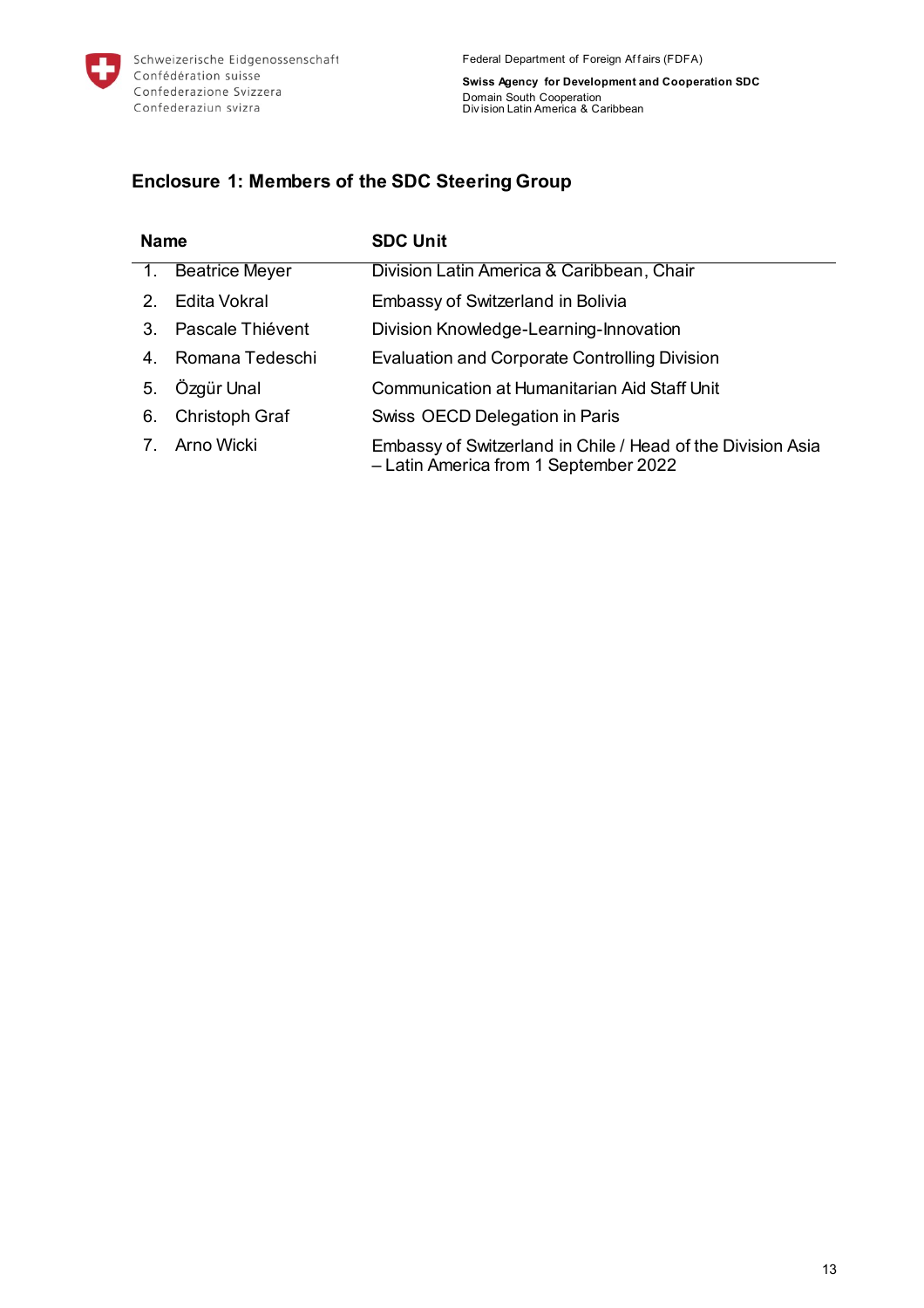## Enclosure 1: Members of the SDC Steering Group

| Name | SDC Unit |
|---|---|
| 1. Beatrice Meyer | Division Latin America & Caribbean, Chair |
| 2. Edita Vokral | Embassy of Switzerland in Bolivia |
| 3. Pascale Thiévent | Division Knowledge-Learning-Innovation |
| 4. Romana Tedeschi | Evaluation and Corporate Controlling Division |
| 5. Özgür Unal | Communication at Humanitarian Aid Staff Unit |
| 6. Christoph Graf | Swiss OECD Delegation in Paris |
| 7. Arno Wicki | Embassy of Switzerland in Chile / Head of the Division Asia – Latin America from 1 September 2022 |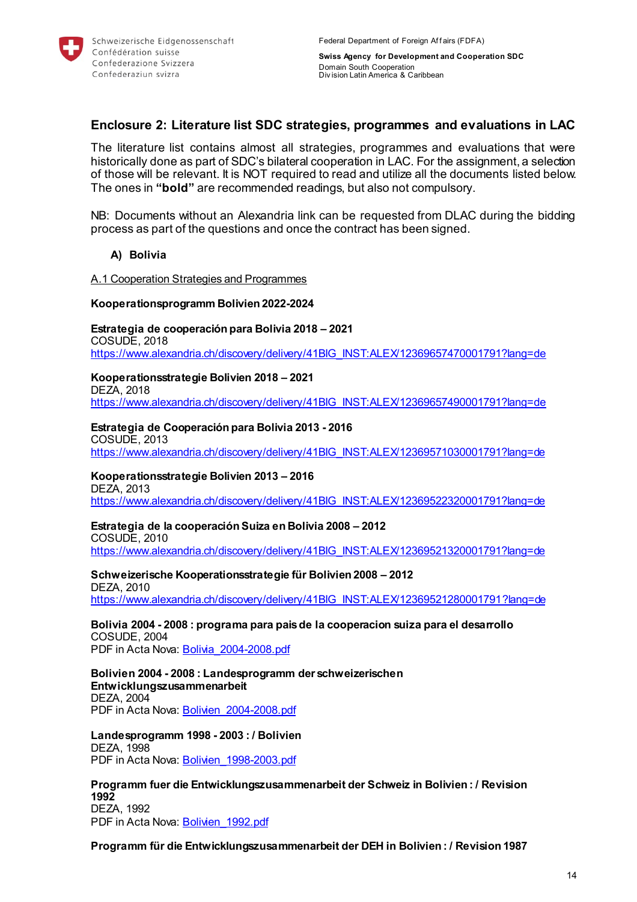## Enclosure 2: Literature list SDC strategies, programmes and evaluations in LAC

The literature list contains almost all strategies, programmes and evaluations that were historically done as part of SDC's bilateral cooperation in LAC. For the assignment, a selection of those will be relevant. It is NOT required to read and utilize all the documents listed below. The ones in **"bold"** are recommended readings, but also not compulsory.

NB: Documents without an Alexandria link can be requested from DLAC during the bidding process as part of the questions and once the contract has been signed.

### A) Bolivia

A.1 Cooperation Strategies and Programmes

**Kooperationsprogramm Bolivien 2022-2024**

**Estrategia de cooperación para Bolivia 2018 – 2021**
COSUDE, 2018
https://www.alexandria.ch/discovery/delivery/41BIG_INST:ALEX/12369657470001791?lang=de

**Kooperationsstrategie Bolivien 2018 – 2021**
DEZA, 2018
https://www.alexandria.ch/discovery/delivery/41BIG_INST:ALEX/12369657490001791?lang=de

**Estrategia de Cooperación para Bolivia 2013 - 2016**
COSUDE, 2013
https://www.alexandria.ch/discovery/delivery/41BIG_INST:ALEX/12369571030001791?lang=de

**Kooperationsstrategie Bolivien 2013 – 2016**
DEZA, 2013
https://www.alexandria.ch/discovery/delivery/41BIG_INST:ALEX/12369522320001791?lang=de

**Estrategia de la cooperación Suiza en Bolivia 2008 – 2012**
COSUDE, 2010
https://www.alexandria.ch/discovery/delivery/41BIG_INST:ALEX/12369521320001791?lang=de

**Schweizerische Kooperationsstrategie für Bolivien 2008 – 2012**
DEZA, 2010
https://www.alexandria.ch/discovery/delivery/41BIG_INST:ALEX/12369521280001791?lang=de

**Bolivia 2004 - 2008 : programa para pais de la cooperacion suiza para el desarrollo**
COSUDE, 2004
PDF in Acta Nova: Bolivia_2004-2008.pdf

**Bolivien 2004 - 2008 : Landesprogramm der schweizerischen Entwicklungszusammenarbeit**
DEZA, 2004
PDF in Acta Nova: Bolivien_2004-2008.pdf

**Landesprogramm 1998 - 2003 : / Bolivien**
DEZA, 1998
PDF in Acta Nova: Bolivien_1998-2003.pdf

**Programm fuer die Entwicklungszusammenarbeit der Schweiz in Bolivien : / Revision 1992**
DEZA, 1992
PDF in Acta Nova: Bolivien_1992.pdf

**Programm für die Entwicklungszusammenarbeit der DEH in Bolivien : / Revision 1987**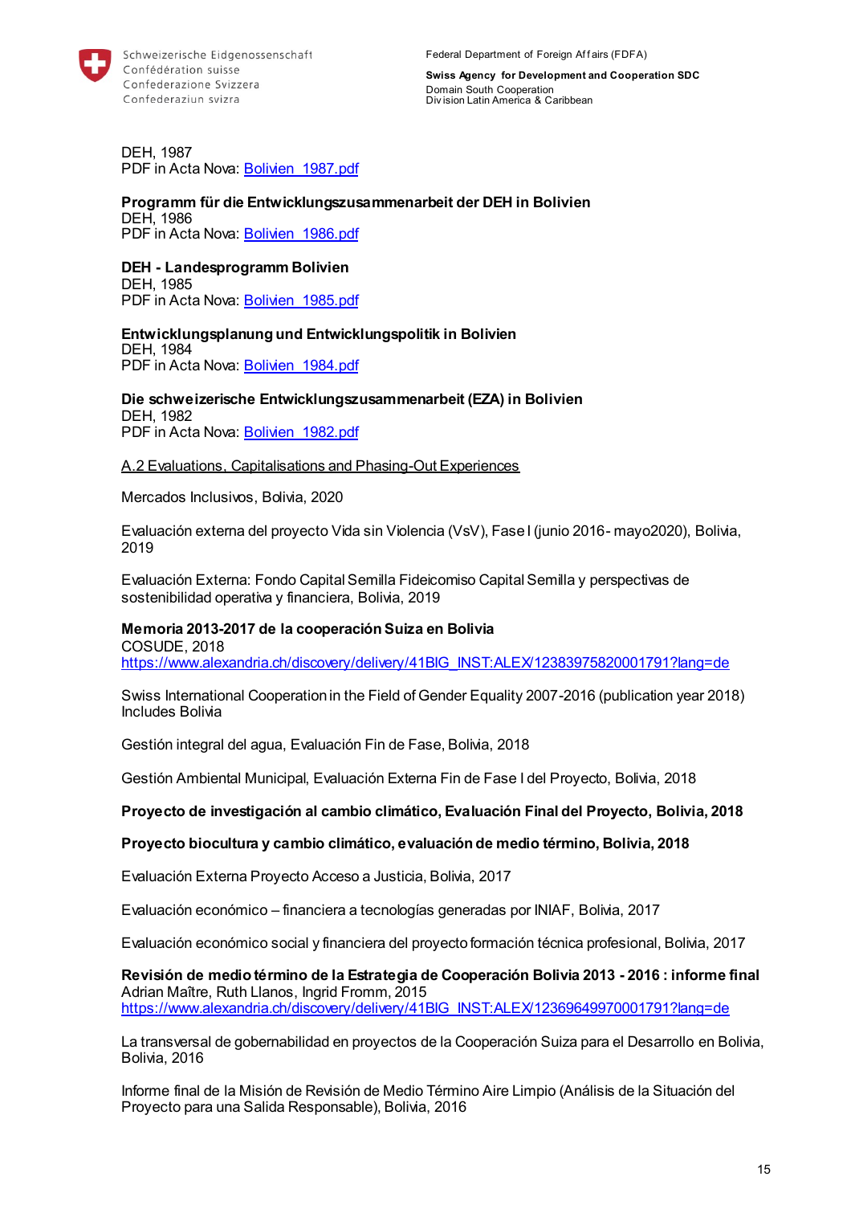DEH, 1987
PDF in Acta Nova: Bolivien_1987.pdf

**Programm für die Entwicklungszusammenarbeit der DEH in Bolivien**
DEH, 1986
PDF in Acta Nova: Bolivien_1986.pdf

**DEH - Landesprogramm Bolivien**
DEH, 1985
PDF in Acta Nova: Bolivien_1985.pdf

**Entwicklungsplanung und Entwicklungspolitik in Bolivien**
DEH, 1984
PDF in Acta Nova: Bolivien_1984.pdf

**Die schweizerische Entwicklungszusammenarbeit (EZA) in Bolivien**
DEH, 1982
PDF in Acta Nova: Bolivien_1982.pdf

A.2 Evaluations, Capitalisations and Phasing-Out Experiences

Mercados Inclusivos, Bolivia, 2020

Evaluación externa del proyecto Vida sin Violencia (VsV), Fase I (junio 2016- mayo2020), Bolivia, 2019

Evaluación Externa: Fondo Capital Semilla Fideicomiso Capital Semilla y perspectivas de sostenibilidad operativa y financiera, Bolivia, 2019

**Memoria 2013-2017 de la cooperación Suiza en Bolivia**
COSUDE, 2018
https://www.alexandria.ch/discovery/delivery/41BIG_INST:ALEX/12383975820001791?lang=de

Swiss International Cooperation in the Field of Gender Equality 2007-2016 (publication year 2018)
Includes Bolivia

Gestión integral del agua, Evaluación Fin de Fase, Bolivia, 2018

Gestión Ambiental Municipal, Evaluación Externa Fin de Fase I del Proyecto, Bolivia, 2018

**Proyecto de investigación al cambio climático, Evaluación Final del Proyecto, Bolivia, 2018**

**Proyecto biocultura y cambio climático, evaluación de medio término, Bolivia, 2018**

Evaluación Externa Proyecto Acceso a Justicia, Bolivia, 2017

Evaluación económico – financiera a tecnologías generadas por INIAF, Bolivia, 2017

Evaluación económico social y financiera del proyecto formación técnica profesional, Bolivia, 2017

**Revisión de medio término de la Estrategia de Cooperación Bolivia 2013 - 2016 : informe final**
Adrian Maître, Ruth Llanos, Ingrid Fromm, 2015
https://www.alexandria.ch/discovery/delivery/41BIG_INST:ALEX/12369649970001791?lang=de

La transversal de gobernabilidad en proyectos de la Cooperación Suiza para el Desarrollo en Bolivia, Bolivia, 2016

Informe final de la Misión de Revisión de Medio Término Aire Limpio (Análisis de la Situación del Proyecto para una Salida Responsable), Bolivia, 2016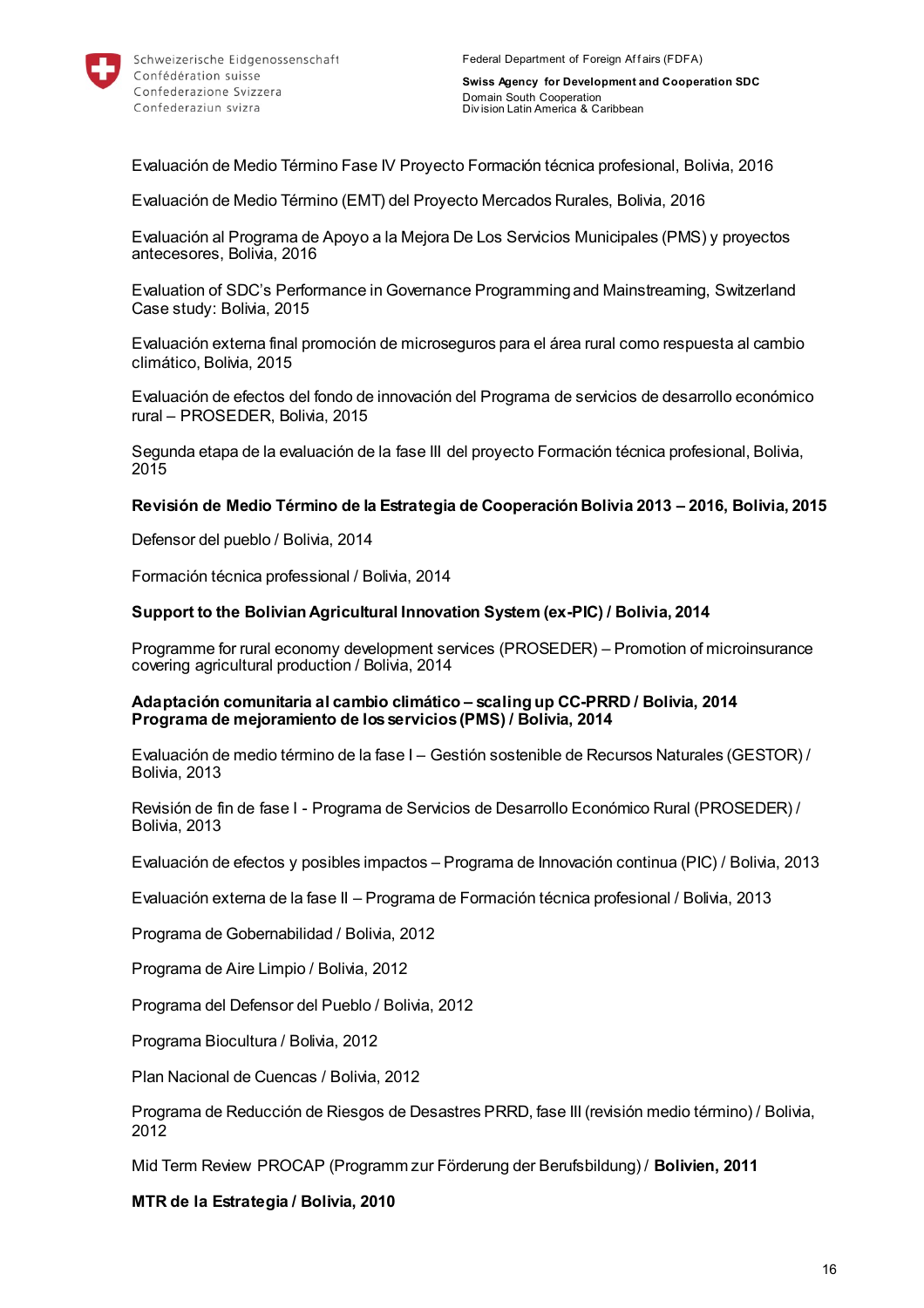Evaluación de Medio Término Fase IV Proyecto Formación técnica profesional, Bolivia, 2016

Evaluación de Medio Término (EMT) del Proyecto Mercados Rurales, Bolivia, 2016

Evaluación al Programa de Apoyo a la Mejora De Los Servicios Municipales (PMS) y proyectos antecesores, Bolivia, 2016

Evaluation of SDC's Performance in Governance Programming and Mainstreaming, Switzerland Case study: Bolivia, 2015

Evaluación externa final promoción de microseguros para el área rural como respuesta al cambio climático, Bolivia, 2015

Evaluación de efectos del fondo de innovación del Programa de servicios de desarrollo económico rural – PROSEDER, Bolivia, 2015

Segunda etapa de la evaluación de la fase III del proyecto Formación técnica profesional, Bolivia, 2015

**Revisión de Medio Término de la Estrategia de Cooperación Bolivia 2013 – 2016, Bolivia, 2015**

Defensor del pueblo / Bolivia, 2014

Formación técnica professional / Bolivia, 2014

**Support to the Bolivian Agricultural Innovation System (ex-PIC) / Bolivia, 2014**

Programme for rural economy development services (PROSEDER) – Promotion of microinsurance covering agricultural production / Bolivia, 2014

**Adaptación comunitaria al cambio climático – scaling up CC-PRRD / Bolivia, 2014**
**Programa de mejoramiento de los servicios (PMS) / Bolivia, 2014**

Evaluación de medio término de la fase I – Gestión sostenible de Recursos Naturales (GESTOR) / Bolivia, 2013

Revisión de fin de fase I - Programa de Servicios de Desarrollo Económico Rural (PROSEDER) / Bolivia, 2013

Evaluación de efectos y posibles impactos – Programa de Innovación continua (PIC) / Bolivia, 2013

Evaluación externa de la fase II – Programa de Formación técnica profesional / Bolivia, 2013

Programa de Gobernabilidad / Bolivia, 2012

Programa de Aire Limpio / Bolivia, 2012

Programa del Defensor del Pueblo / Bolivia, 2012

Programa Biocultura / Bolivia, 2012

Plan Nacional de Cuencas / Bolivia, 2012

Programa de Reducción de Riesgos de Desastres PRRD, fase III (revisión medio término) / Bolivia, 2012

Mid Term Review PROCAP (Programm zur Förderung der Berufsbildung) / **Bolivien, 2011**

**MTR de la Estrategia / Bolivia, 2010**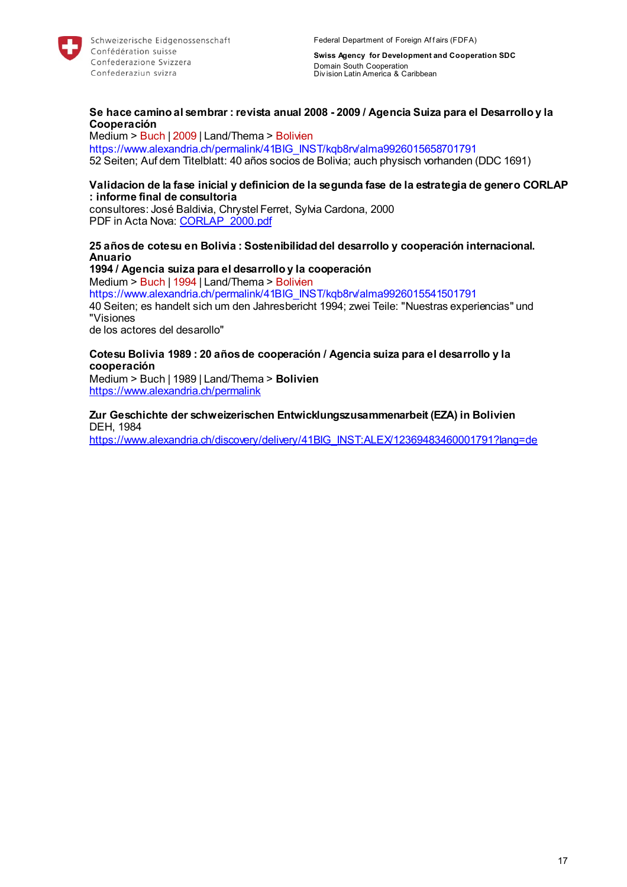**Se hace camino al sembrar : revista anual 2008 - 2009 / Agencia Suiza para el Desarrollo y la Cooperación**
Medium > Buch | 2009 | Land/Thema > Bolivien
https://www.alexandria.ch/permalink/41BIG_INST/kqb8rv/alma9926015658701791
52 Seiten; Auf dem Titelblatt: 40 años socios de Bolivia; auch physisch vorhanden (DDC 1691)

**Validacion de la fase inicial y definicion de la segunda fase de la estrategia de genero CORLAP : informe final de consultoria**
consultores: José Baldivia, Chrystel Ferret, Sylvia Cardona, 2000
PDF in Acta Nova: CORLAP_2000.pdf

**25 años de cotesu en Bolivia : Sostenibilidad del desarrollo y cooperación internacional. Anuario**
**1994 / Agencia suiza para el desarrollo y la cooperación**
Medium > Buch | 1994 | Land/Thema > Bolivien
https://www.alexandria.ch/permalink/41BIG_INST/kqb8rv/alma9926015541501791
40 Seiten; es handelt sich um den Jahresbericht 1994; zwei Teile: "Nuestras experiencias" und "Visiones
de los actores del desarollo"

**Cotesu Bolivia 1989 : 20 años de cooperación / Agencia suiza para el desarrollo y la cooperación**
Medium > Buch | 1989 | Land/Thema > **Bolivien**
https://www.alexandria.ch/permalink

**Zur Geschichte der schweizerischen Entwicklungszusammenarbeit (EZA) in Bolivien**
DEH, 1984
https://www.alexandria.ch/discovery/delivery/41BIG_INST:ALEX/12369483460001791?lang=de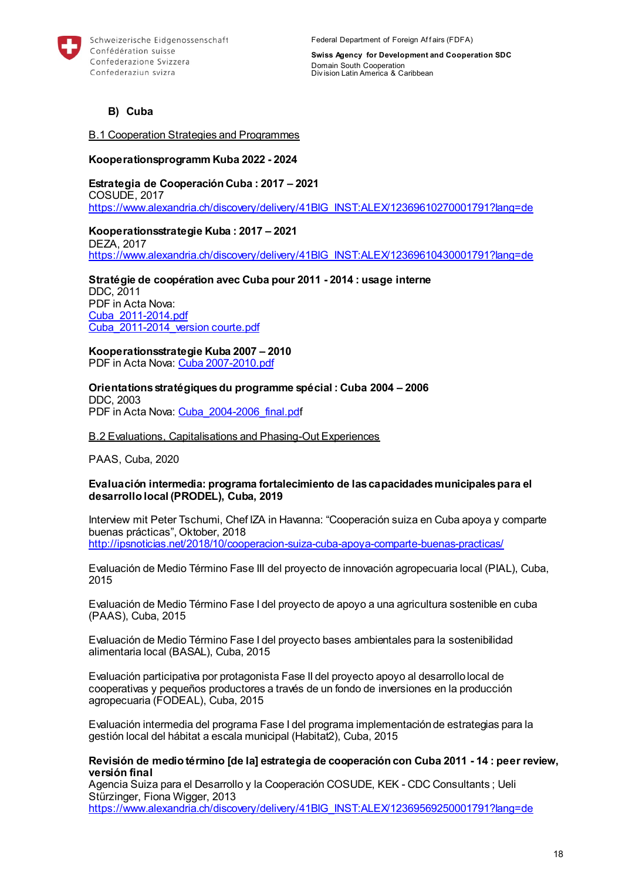## B) Cuba

B.1 Cooperation Strategies and Programmes

**Kooperationsprogramm Kuba 2022 - 2024**

**Estrategia de Cooperación Cuba : 2017 – 2021**
COSUDE, 2017
https://www.alexandria.ch/discovery/delivery/41BIG_INST:ALEX/12369610270001791?lang=de

**Kooperationsstrategie Kuba : 2017 – 2021**
DEZA, 2017
https://www.alexandria.ch/discovery/delivery/41BIG_INST:ALEX/12369610430001791?lang=de

**Stratégie de coopération avec Cuba pour 2011 - 2014 : usage interne**
DDC, 2011
PDF in Acta Nova:
Cuba_2011-2014.pdf
Cuba_2011-2014_version courte.pdf

**Kooperationsstrategie Kuba 2007 – 2010**
PDF in Acta Nova: Cuba 2007-2010.pdf

**Orientations stratégiques du programme spécial : Cuba 2004 – 2006**
DDC, 2003
PDF in Acta Nova: Cuba_2004-2006_final.pdf

B.2 Evaluations, Capitalisations and Phasing-Out Experiences

PAAS, Cuba, 2020

**Evaluación intermedia: programa fortalecimiento de las capacidades municipales para el desarrollo local (PRODEL), Cuba, 2019**

Interview mit Peter Tschumi, Chef IZA in Havanna: "Cooperación suiza en Cuba apoya y comparte buenas prácticas", Oktober, 2018
http://ipsnoticias.net/2018/10/cooperacion-suiza-cuba-apoya-comparte-buenas-practicas/

Evaluación de Medio Término Fase III del proyecto de innovación agropecuaria local (PIAL), Cuba, 2015

Evaluación de Medio Término Fase I del proyecto de apoyo a una agricultura sostenible en cuba (PAAS), Cuba, 2015

Evaluación de Medio Término Fase I del proyecto bases ambientales para la sostenibilidad alimentaria local (BASAL), Cuba, 2015

Evaluación participativa por protagonista Fase II del proyecto apoyo al desarrollo local de cooperativas y pequeños productores a través de un fondo de inversiones en la producción agropecuaria (FODEAL), Cuba, 2015

Evaluación intermedia del programa Fase I del programa implementación de estrategias para la gestión local del hábitat a escala municipal (Habitat2), Cuba, 2015

**Revisión de medio término [de la] estrategia de cooperación con Cuba 2011 - 14 : peer review, versión final**
Agencia Suiza para el Desarrollo y la Cooperación COSUDE, KEK - CDC Consultants ; Ueli Stürzinger, Fiona Wigger, 2013
https://www.alexandria.ch/discovery/delivery/41BIG_INST:ALEX/12369569250001791?lang=de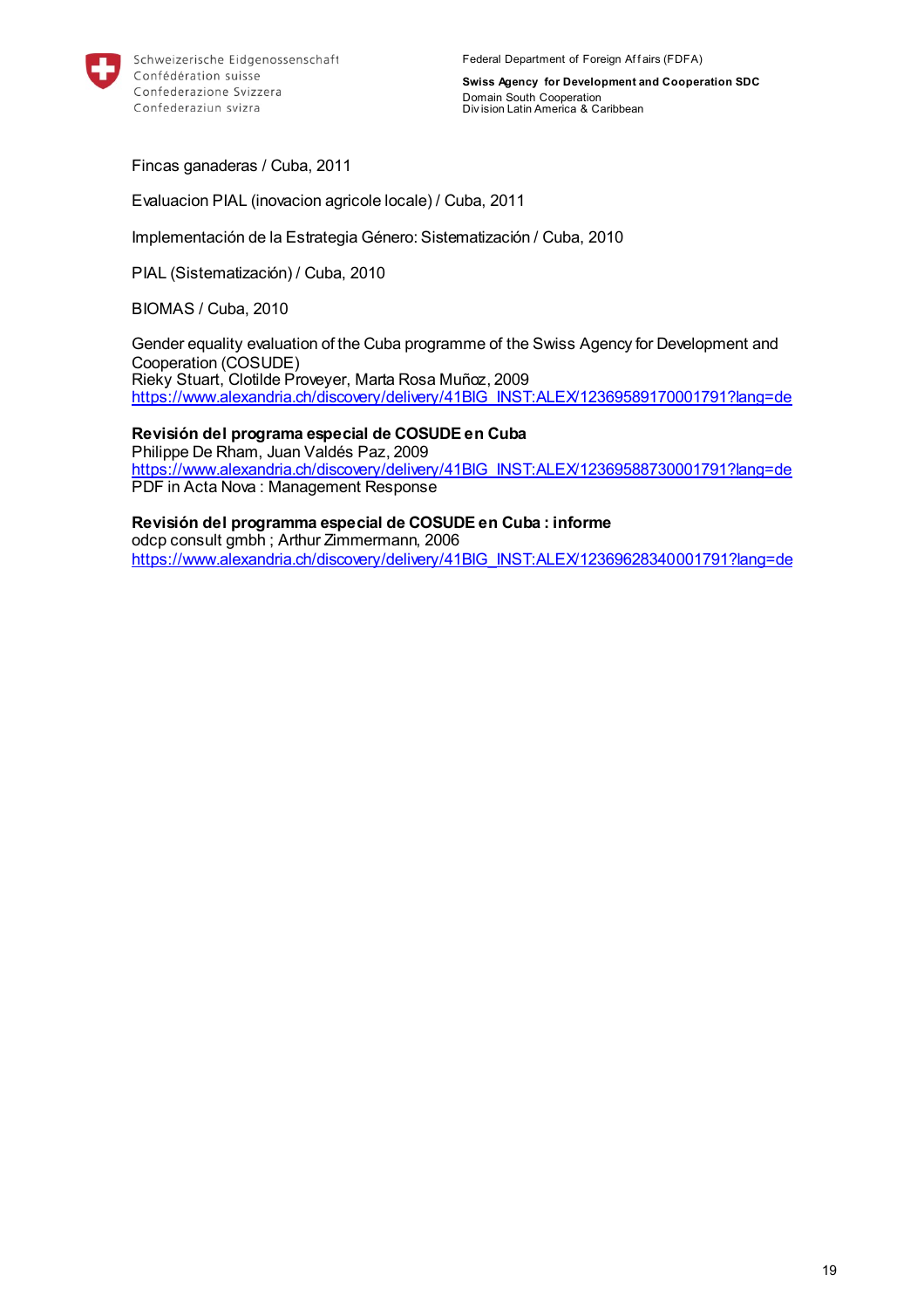Fincas ganaderas / Cuba, 2011

Evaluacion PIAL (inovacion agricole locale) / Cuba, 2011

Implementación de la Estrategia Género: Sistematización / Cuba, 2010

PIAL (Sistematización) / Cuba, 2010

BIOMAS / Cuba, 2010

Gender equality evaluation of the Cuba programme of the Swiss Agency for Development and Cooperation (COSUDE)
Rieky Stuart, Clotilde Proveyer, Marta Rosa Muñoz, 2009
https://www.alexandria.ch/discovery/delivery/41BIG_INST:ALEX/12369589170001791?lang=de

**Revisión del programa especial de COSUDE en Cuba**
Philippe De Rham, Juan Valdés Paz, 2009
https://www.alexandria.ch/discovery/delivery/41BIG_INST:ALEX/12369588730001791?lang=de
PDF in Acta Nova : Management Response

**Revisión del programma especial de COSUDE en Cuba : informe**
odcp consult gmbh ; Arthur Zimmermann, 2006
https://www.alexandria.ch/discovery/delivery/41BIG_INST:ALEX/12369628340001791?lang=de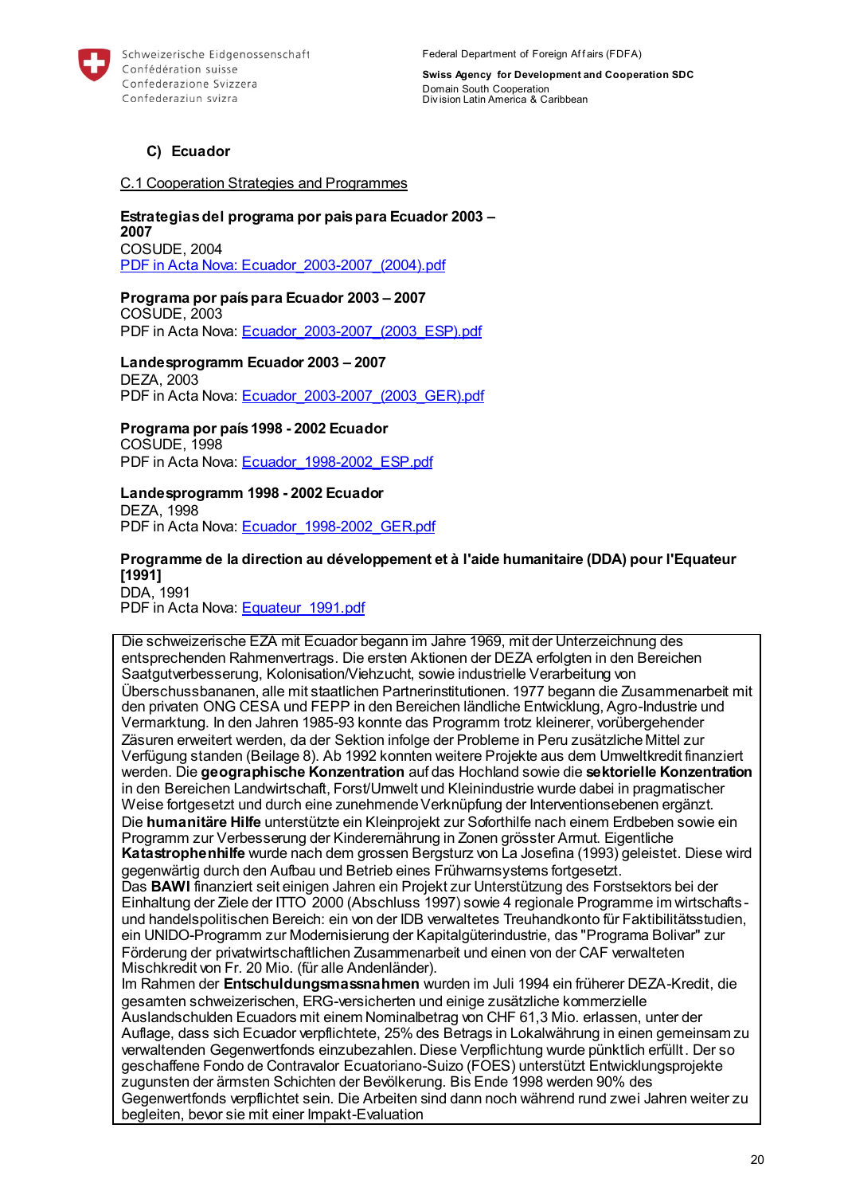### C) Ecuador

C.1 Cooperation Strategies and Programmes

**Estrategias del programa por pais para Ecuador 2003 – 2007**
COSUDE, 2004
PDF in Acta Nova: Ecuador_2003-2007_(2004).pdf

**Programa por país para Ecuador 2003 – 2007**
COSUDE, 2003
PDF in Acta Nova: Ecuador_2003-2007_(2003_ESP).pdf

**Landesprogramm Ecuador 2003 – 2007**
DEZA, 2003
PDF in Acta Nova: Ecuador_2003-2007_(2003_GER).pdf

**Programa por país 1998 - 2002 Ecuador**
COSUDE, 1998
PDF in Acta Nova: Ecuador_1998-2002_ESP.pdf

**Landesprogramm 1998 - 2002 Ecuador**
DEZA, 1998
PDF in Acta Nova: Ecuador_1998-2002_GER.pdf

**Programme de la direction au développement et à l'aide humanitaire (DDA) pour l'Equateur [1991]**
DDA, 1991
PDF in Acta Nova: Equateur_1991.pdf

Die schweizerische EZA mit Ecuador begann im Jahre 1969, mit der Unterzeichnung des entsprechenden Rahmenvertrags. Die ersten Aktionen der DEZA erfolgten in den Bereichen Saatgutverbesserung, Kolonisation/Viehzucht, sowie industrielle Verarbeitung von Überschussbananen, alle mit staatlichen Partnerinstitutionen. 1977 begann die Zusammenarbeit mit den privaten ONG CESA und FEPP in den Bereichen ländliche Entwicklung, Agro-Industrie und Vermarktung. In den Jahren 1985-93 konnte das Programm trotz kleinerer, vorübergehender Zäsuren erweitert werden, da der Sektion infolge der Probleme in Peru zusätzliche Mittel zur Verfügung standen (Beilage 8). Ab 1992 konnten weitere Projekte aus dem Umweltkredit finanziert werden. Die **geographische Konzentration** auf das Hochland sowie die **sektorielle Konzentration** in den Bereichen Landwirtschaft, Forst/Umwelt und Kleinindustrie wurde dabei in pragmatischer Weise fortgesetzt und durch eine zunehmende Verknüpfung der Interventionsebenen ergänzt.
Die **humanitäre Hilfe** unterstützte ein Kleinprojekt zur Soforthilfe nach einem Erdbeben sowie ein Programm zur Verbesserung der Kinderernährung in Zonen grösster Armut. Eigentliche **Katastrophenhilfe** wurde nach dem grossen Bergsturz von La Josefina (1993) geleistet. Diese wird gegenwärtig durch den Aufbau und Betrieb eines Frühwarnsystems fortgesetzt.
Das **BAWI** finanziert seit einigen Jahren ein Projekt zur Unterstützung des Forstsektors bei der Einhaltung der Ziele der ITTO 2000 (Abschluss 1997) sowie 4 regionale Programme im wirtschafts- und handelspolitischen Bereich: ein von der IDB verwaltetes Treuhandkonto für Faktibilitätsstudien, ein UNIDO-Programm zur Modernisierung der Kapitalgüterindustrie, das "Programa Bolivar" zur Förderung der privatwirtschaftlichen Zusammenarbeit und einen von der CAF verwalteten Mischkredit von Fr. 20 Mio. (für alle Andenländer).
Im Rahmen der **Entschuldungsmassnahmen** wurden im Juli 1994 ein früherer DEZA-Kredit, die gesamten schweizerischen, ERG-versicherten und einige zusätzliche kommerzielle Auslandschulden Ecuadors mit einem Nominalbetrag von CHF 61,3 Mio. erlassen, unter der Auflage, dass sich Ecuador verpflichtete, 25% des Betrags in Lokalwährung in einen gemeinsam zu verwaltenden Gegenwertfonds einzubezahlen. Diese Verpflichtung wurde pünktlich erfüllt. Der so geschaffene Fondo de Contravalor Ecuatoriano-Suizo (FOES) unterstützt Entwicklungsprojekte zugunsten der ärmsten Schichten der Bevölkerung. Bis Ende 1998 werden 90% des Gegenwertfonds verpflichtet sein. Die Arbeiten sind dann noch während rund zwei Jahren weiter zu begleiten, bevor sie mit einer Impakt-Evaluation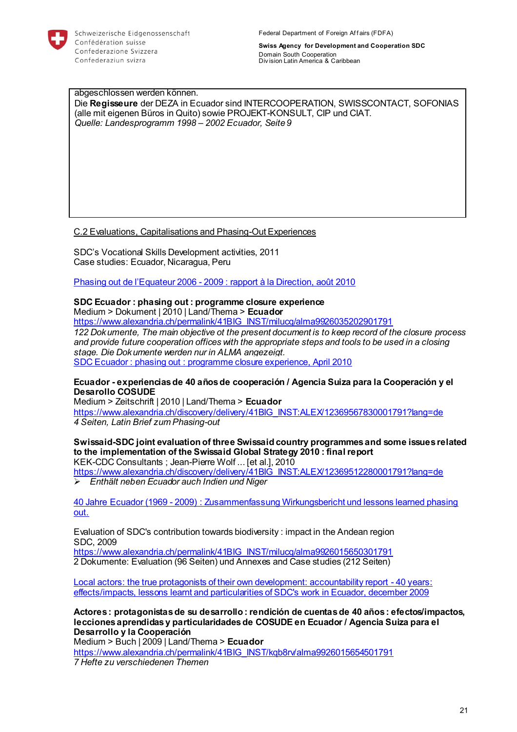abgeschlossen werden können.
Die **Regisseure** der DEZA in Ecuador sind INTERCOOPERATION, SWISSCONTACT, SOFONIAS (alle mit eigenen Büros in Quito) sowie PROJEKT-KONSULT, CIP und CIAT.
*Quelle: Landesprogramm 1998 – 2002 Ecuador, Seite 9*

## C.2 Evaluations, Capitalisations and Phasing-Out Experiences

SDC's Vocational Skills Development activities, 2011
Case studies: Ecuador, Nicaragua, Peru

Phasing out de l'Equateur 2006 - 2009 : rapport à la Direction, août 2010

**SDC Ecuador : phasing out : programme closure experience**
Medium > Dokument | 2010 | Land/Thema > **Ecuador**
https://www.alexandria.ch/permalink/41BIG_INST/milucq/alma9926035202901791
*122 Dokumente, The main objective ot the present document is to keep record of the closure process and provide future cooperation offices with the appropriate steps and tools to be used in a closing stage. Die Dokumente werden nur in ALMA angezeigt.*
SDC Ecuador : phasing out : programme closure experience, April 2010

**Ecuador - experiencias de 40 años de cooperación / Agencia Suiza para la Cooperación y el Desarollo COSUDE**
Medium > Zeitschrift | 2010 | Land/Thema > **Ecuador**
https://www.alexandria.ch/discovery/delivery/41BIG_INST:ALEX/12369567830001791?lang=de
*4 Seiten, Latin Brief zum Phasing-out*

**Swissaid-SDC joint evaluation of three Swissaid country programmes and some issues related to the implementation of the Swissaid Global Strategy 2010 : final report**
KEK-CDC Consultants ; Jean-Pierre Wolf ... [et al.], 2010
https://www.alexandria.ch/discovery/delivery/41BIG_INST:ALEX/12369512280001791?lang=de
- *Enthält neben Ecuador auch Indien und Niger*

40 Jahre Ecuador (1969 - 2009) : Zusammenfassung Wirkungsbericht und lessons learned phasing out.

Evaluation of SDC's contribution towards biodiversity : impact in the Andean region
SDC, 2009
https://www.alexandria.ch/permalink/41BIG_INST/milucq/alma9926015650301791
2 Dokumente: Evaluation (96 Seiten) und Annexes and Case studies (212 Seiten)

Local actors: the true protagonists of their own development: accountability report - 40 years: effects/impacts, lessons learnt and particularities of SDC's work in Ecuador, december 2009

**Actores : protagonistas de su desarrollo : rendición de cuentas de 40 años : efectos/impactos, lecciones aprendidas y particularidades de COSUDE en Ecuador / Agencia Suiza para el Desarrollo y la Cooperación**
Medium > Buch | 2009 | Land/Thema > **Ecuador**
https://www.alexandria.ch/permalink/41BIG_INST/kqb8rv/alma9926015654501791
*7 Hefte zu verschiedenen Themen*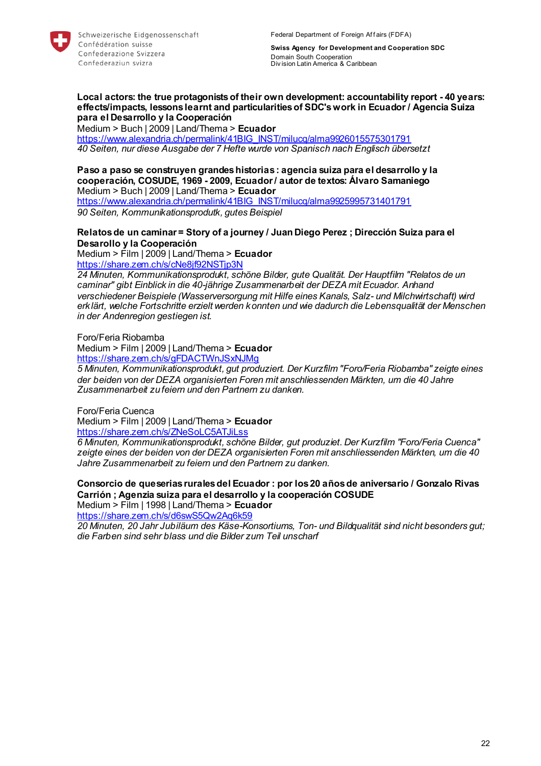**Local actors: the true protagonists of their own development: accountability report - 40 years: effects/impacts, lessons learnt and particularities of SDC's work in Ecuador / Agencia Suiza para el Desarrollo y la Cooperación**
Medium > Buch | 2009 | Land/Thema > **Ecuador**
https://www.alexandria.ch/permalink/41BIG_INST/milucq/alma9926015575301791
*40 Seiten, nur diese Ausgabe der 7 Hefte wurde von Spanisch nach Englisch übersetzt*

**Paso a paso se construyen grandes historias : agencia suiza para el desarrollo y la cooperación, COSUDE, 1969 - 2009, Ecuador / autor de textos: Álvaro Samaniego**
Medium > Buch | 2009 | Land/Thema > **Ecuador**
https://www.alexandria.ch/permalink/41BIG_INST/milucq/alma9925995731401791
*90 Seiten, Kommunikationsprodutk, gutes Beispiel*

**Relatos de un caminar = Story of a journey / Juan Diego Perez ; Dirección Suiza para el Desarollo y la Cooperación**
Medium > Film | 2009 | Land/Thema > **Ecuador**
https://share.zem.ch/s/cNe8jf92NSTjp3N
*24 Minuten, Kommunikationsprodukt, schöne Bilder, gute Qualität. Der Hauptfilm "Relatos de un caminar" gibt Einblick in die 40-jährige Zusammenarbeit der DEZA mit Ecuador. Anhand verschiedener Beispiele (Wasserversorgung mit Hilfe eines Kanals, Salz- und Milchwirtschaft) wird erklärt, welche Fortschritte erzielt werden konnten und wie dadurch die Lebensqualität der Menschen in der Andenregion gestiegen ist.*

Foro/Feria Riobamba
Medium > Film | 2009 | Land/Thema > **Ecuador**
https://share.zem.ch/s/gFDACTWnJSxNJMg
*5 Minuten, Kommunikationsprodukt, gut produziert. Der Kurzfilm "Foro/Feria Riobamba" zeigte eines der beiden von der DEZA organisierten Foren mit anschliessenden Märkten, um die 40 Jahre Zusammenarbeit zu feiern und den Partnern zu danken.*

Foro/Feria Cuenca
Medium > Film | 2009 | Land/Thema > **Ecuador**
https://share.zem.ch/s/ZNeSoLC5ATJiLss
*6 Minuten, Kommunikationsprodukt, schöne Bilder, gut produziet. Der Kurzfilm "Foro/Feria Cuenca" zeigte eines der beiden von der DEZA organisierten Foren mit anschliessenden Märkten, um die 40 Jahre Zusammenarbeit zu feiern und den Partnern zu danken.*

**Consorcio de queserias rurales del Ecuador : por los 20 años de aniversario / Gonzalo Rivas Carrión ; Agenzia suiza para el desarrollo y la cooperación COSUDE**
Medium > Film | 1998 | Land/Thema > **Ecuador**
https://share.zem.ch/s/d6swS5Qw2Aq6k59
*20 Minuten, 20 Jahr Jubiläum des Käse-Konsortiums, Ton- und Bildqualität sind nicht besonders gut; die Farben sind sehr blass und die Bilder zum Teil unscharf*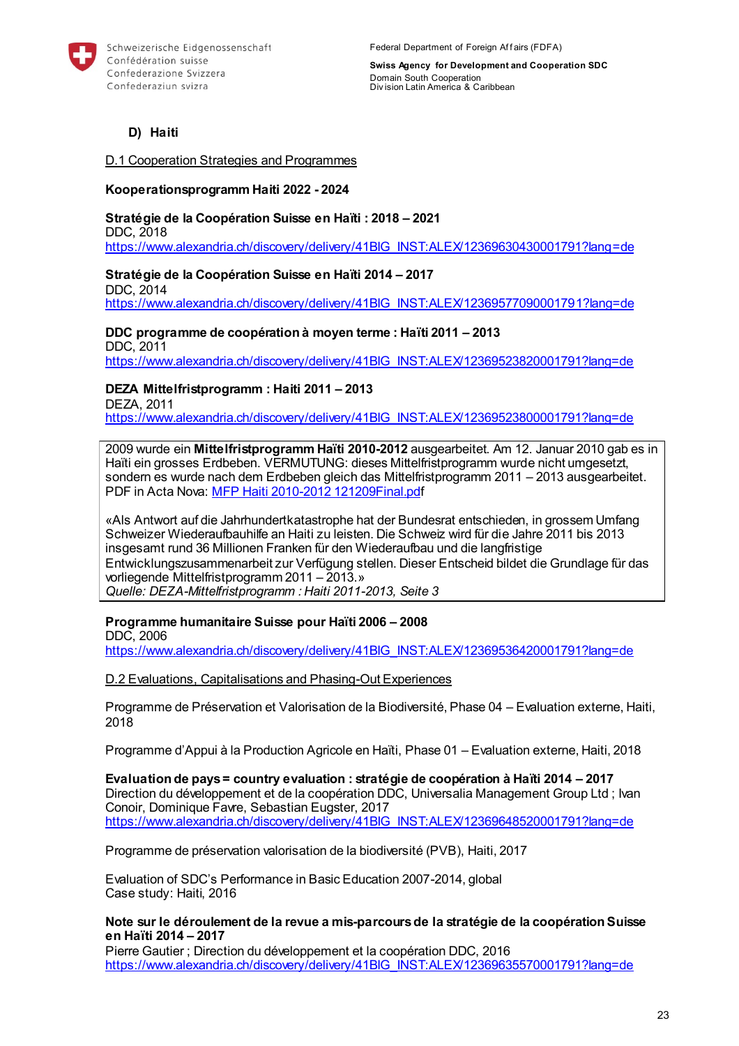## D) Haiti

D.1 Cooperation Strategies and Programmes

**Kooperationsprogramm Haiti 2022 - 2024**

**Stratégie de la Coopération Suisse en Haïti : 2018 – 2021**
DDC, 2018
https://www.alexandria.ch/discovery/delivery/41BIG_INST:ALEX/12369630430001791?lang=de

**Stratégie de la Coopération Suisse en Haïti 2014 – 2017**
DDC, 2014
https://www.alexandria.ch/discovery/delivery/41BIG_INST:ALEX/12369577090001791?lang=de

**DDC programme de coopération à moyen terme : Haïti 2011 – 2013**
DDC, 2011
https://www.alexandria.ch/discovery/delivery/41BIG_INST:ALEX/12369523820001791?lang=de

**DEZA Mittelfristprogramm : Haiti 2011 – 2013**
DEZA, 2011
https://www.alexandria.ch/discovery/delivery/41BIG_INST:ALEX/12369523800001791?lang=de

2009 wurde ein **Mittelfristprogramm Haïti 2010-2012** ausgearbeitet. Am 12. Januar 2010 gab es in Haïti ein grosses Erdbeben. VERMUTUNG: dieses Mittelfristprogramm wurde nicht umgesetzt, sondern es wurde nach dem Erdbeben gleich das Mittelfristprogramm 2011 – 2013 ausgearbeitet. PDF in Acta Nova: MFP Haiti 2010-2012 121209Final.pdf

«Als Antwort auf die Jahrhundertkatastrophe hat der Bundesrat entschieden, in grossem Umfang Schweizer Wiederaufbauhilfe an Haiti zu leisten. Die Schweiz wird für die Jahre 2011 bis 2013 insgesamt rund 36 Millionen Franken für den Wiederaufbau und die langfristige Entwicklungszusammenarbeit zur Verfügung stellen. Dieser Entscheid bildet die Grundlage für das vorliegende Mittelfristprogramm 2011 – 2013.»
*Quelle: DEZA-Mittelfristprogramm : Haiti 2011-2013, Seite 3*

**Programme humanitaire Suisse pour Haïti 2006 – 2008**
DDC, 2006
https://www.alexandria.ch/discovery/delivery/41BIG_INST:ALEX/12369536420001791?lang=de

D.2 Evaluations, Capitalisations and Phasing-Out Experiences

Programme de Préservation et Valorisation de la Biodiversité, Phase 04 – Evaluation externe, Haiti, 2018

Programme d'Appui à la Production Agricole en Haïti, Phase 01 – Evaluation externe, Haiti, 2018

**Evaluation de pays = country evaluation : stratégie de coopération à Haïti 2014 – 2017**
Direction du développement et de la coopération DDC, Universalia Management Group Ltd ; Ivan Conoir, Dominique Favre, Sebastian Eugster, 2017
https://www.alexandria.ch/discovery/delivery/41BIG_INST:ALEX/12369648520001791?lang=de

Programme de préservation valorisation de la biodiversité (PVB), Haiti, 2017

Evaluation of SDC's Performance in Basic Education 2007-2014, global
Case study: Haiti, 2016

**Note sur le déroulement de la revue a mis-parcours de la stratégie de la coopération Suisse en Haïti 2014 – 2017**
Pierre Gautier ; Direction du développement et la coopération DDC, 2016
https://www.alexandria.ch/discovery/delivery/41BIG_INST:ALEX/12369635570001791?lang=de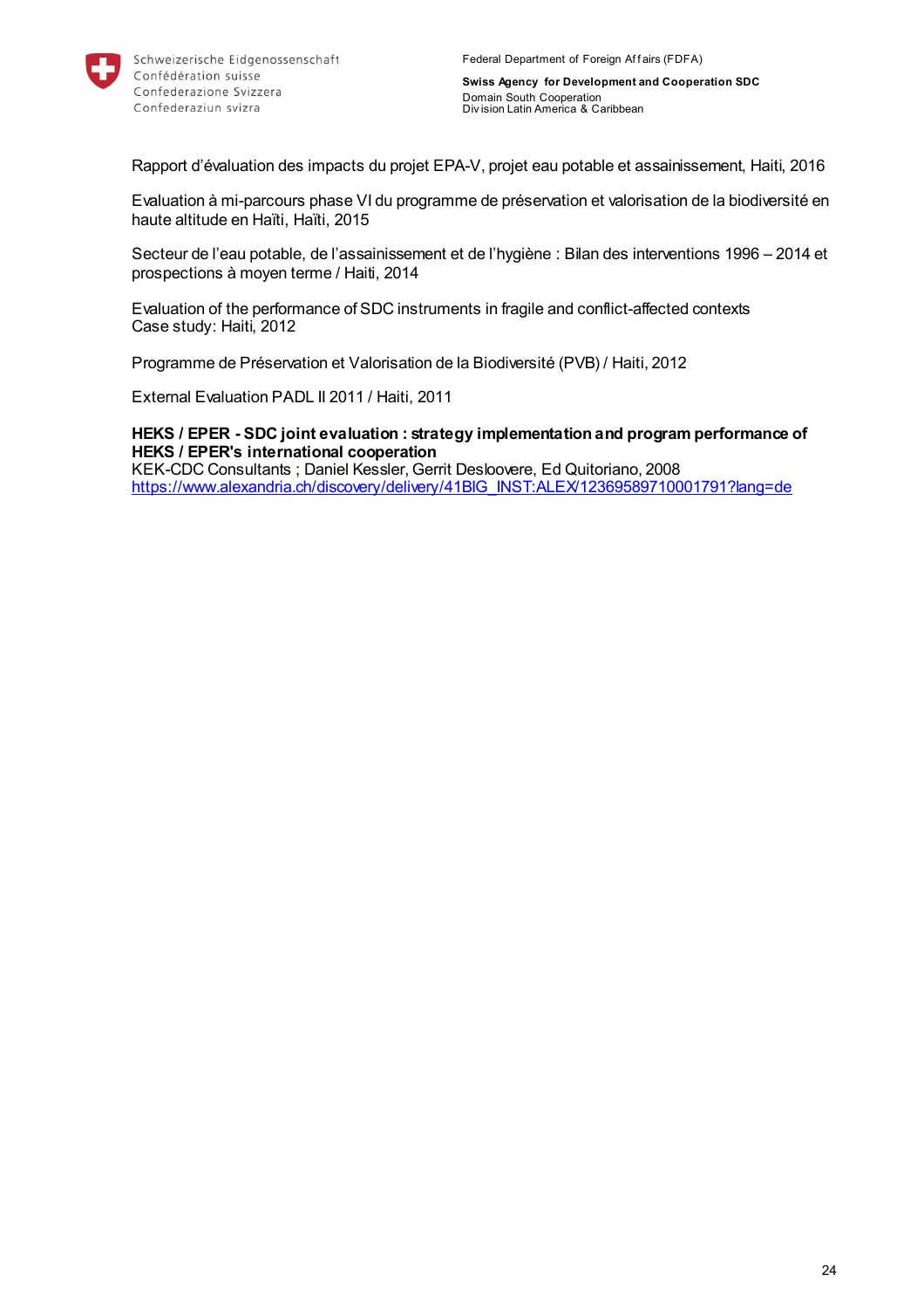Rapport d'évaluation des impacts du projet EPA-V, projet eau potable et assainissement, Haiti, 2016

Evaluation à mi-parcours phase VI du programme de préservation et valorisation de la biodiversité en haute altitude en Haïti, Haïti, 2015

Secteur de l'eau potable, de l'assainissement et de l'hygiène : Bilan des interventions 1996 – 2014 et prospections à moyen terme / Haiti, 2014

Evaluation of the performance of SDC instruments in fragile and conflict-affected contexts
Case study: Haiti, 2012

Programme de Préservation et Valorisation de la Biodiversité (PVB) / Haiti, 2012

External Evaluation PADL II 2011 / Haiti, 2011

**HEKS / EPER - SDC joint evaluation : strategy implementation and program performance of HEKS / EPER's international cooperation**
KEK-CDC Consultants ; Daniel Kessler, Gerrit Desloovere, Ed Quitoriano, 2008
https://www.alexandria.ch/discovery/delivery/41BIG_INST:ALEX/12369589710001791?lang=de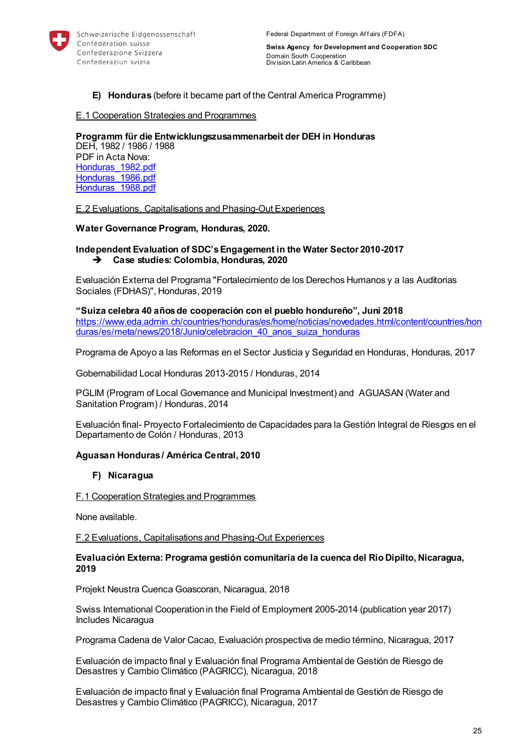## E) **Honduras** (before it became part of the Central America Programme)

E.1 Cooperation Strategies and Programmes

**Programm für die Entwicklungszusammenarbeit der DEH in Honduras**
DEH, 1982 / 1986 / 1988
PDF in Acta Nova:
Honduras_1982.pdf
Honduras_1986.pdf
Honduras_1988.pdf

E.2 Evaluations, Capitalisations and Phasing-Out Experiences

**Water Governance Program, Honduras, 2020.**

**Independent Evaluation of SDC's Engagement in the Water Sector 2010-2017**
→ **Case studies: Colombia, Honduras, 2020**

Evaluación Externa del Programa "Fortalecimiento de los Derechos Humanos y a las Auditorias Sociales (FDHAS)", Honduras, 2019

**"Suiza celebra 40 años de cooperación con el pueblo hondureño", Juni 2018**
https://www.eda.admin.ch/countries/honduras/es/home/noticias/novedades.html/content/countries/honduras/es/meta/news/2018/Junio/celebracion_40_anos_suiza_honduras

Programa de Apoyo a las Reformas en el Sector Justicia y Seguridad en Honduras, Honduras, 2017

Gobernabilidad Local Honduras 2013-2015 / Honduras, 2014

PGLIM (Program of Local Governance and Municipal Investment) and AGUASAN (Water and Sanitation Program) / Honduras, 2014

Evaluación final- Proyecto Fortalecimiento de Capacidades para la Gestión Integral de Riesgos en el Departamento de Colón / Honduras, 2013

**Aguasan Honduras / América Central, 2010**

## F) **Nicaragua**

F.1 Cooperation Strategies and Programmes

None available.

F.2 Evaluations, Capitalisations and Phasing-Out Experiences

**Evaluación Externa: Programa gestión comunitaria de la cuenca del Rio Dipilto, Nicaragua, 2019**

Projekt Neustra Cuenca Goascoran, Nicaragua, 2018

Swiss International Cooperation in the Field of Employment 2005-2014 (publication year 2017) Includes Nicaragua

Programa Cadena de Valor Cacao, Evaluación prospectiva de medio término, Nicaragua, 2017

Evaluación de impacto final y Evaluación final Programa Ambiental de Gestión de Riesgo de Desastres y Cambio Climático (PAGRICC), Nicaragua, 2018

Evaluación de impacto final y Evaluación final Programa Ambiental de Gestión de Riesgo de Desastres y Cambio Climático (PAGRICC), Nicaragua, 2017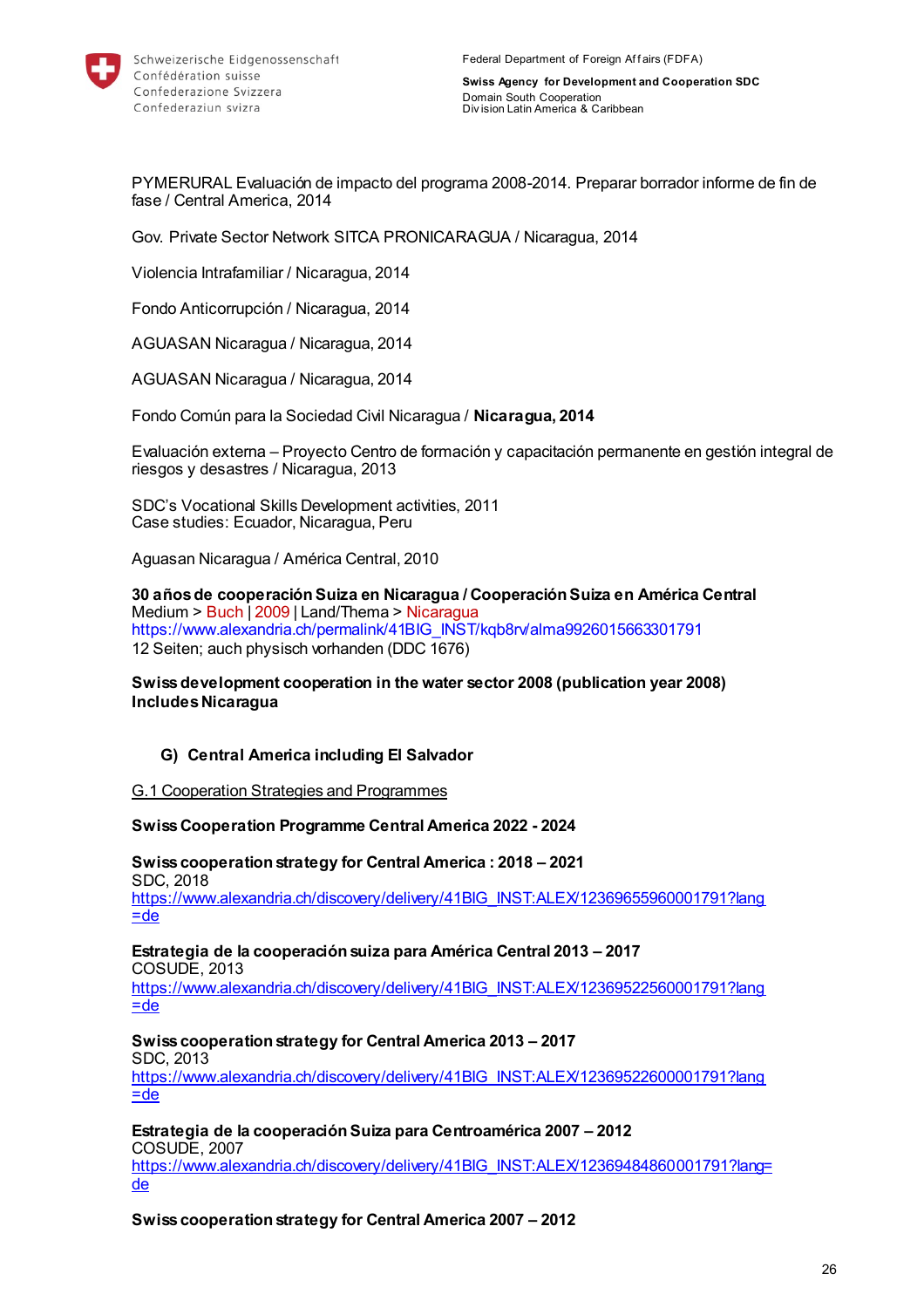PYMERURAL Evaluación de impacto del programa 2008-2014. Preparar borrador informe de fin de fase / Central America, 2014

Gov. Private Sector Network SITCA PRONICARAGUA / Nicaragua, 2014

Violencia Intrafamiliar / Nicaragua, 2014

Fondo Anticorrupción / Nicaragua, 2014

AGUASAN Nicaragua / Nicaragua, 2014

AGUASAN Nicaragua / Nicaragua, 2014

Fondo Común para la Sociedad Civil Nicaragua / **Nicaragua, 2014**

Evaluación externa – Proyecto Centro de formación y capacitación permanente en gestión integral de riesgos y desastres / Nicaragua, 2013

SDC's Vocational Skills Development activities, 2011
Case studies: Ecuador, Nicaragua, Peru

Aguasan Nicaragua / América Central, 2010

**30 años de cooperación Suiza en Nicaragua / Cooperación Suiza en América Central**
Medium > Buch | 2009 | Land/Thema > Nicaragua
https://www.alexandria.ch/permalink/41BIG_INST/kqb8rv/alma9926015663301791
12 Seiten; auch physisch vorhanden (DDC 1676)

**Swiss development cooperation in the water sector 2008 (publication year 2008)**
**Includes Nicaragua**

### G) Central America including El Salvador

G.1 Cooperation Strategies and Programmes

**Swiss Cooperation Programme Central America 2022 - 2024**

**Swiss cooperation strategy for Central America : 2018 – 2021**
SDC, 2018
https://www.alexandria.ch/discovery/delivery/41BIG_INST:ALEX/12369655960001791?lang=de

**Estrategia de la cooperación suiza para América Central 2013 – 2017**
COSUDE, 2013
https://www.alexandria.ch/discovery/delivery/41BIG_INST:ALEX/12369522560001791?lang=de

**Swiss cooperation strategy for Central America 2013 – 2017**
SDC, 2013
https://www.alexandria.ch/discovery/delivery/41BIG_INST:ALEX/12369522600001791?lang=de

**Estrategia de la cooperación Suiza para Centroamérica 2007 – 2012**
COSUDE, 2007
https://www.alexandria.ch/discovery/delivery/41BIG_INST:ALEX/12369484860001791?lang=de

**Swiss cooperation strategy for Central America 2007 – 2012**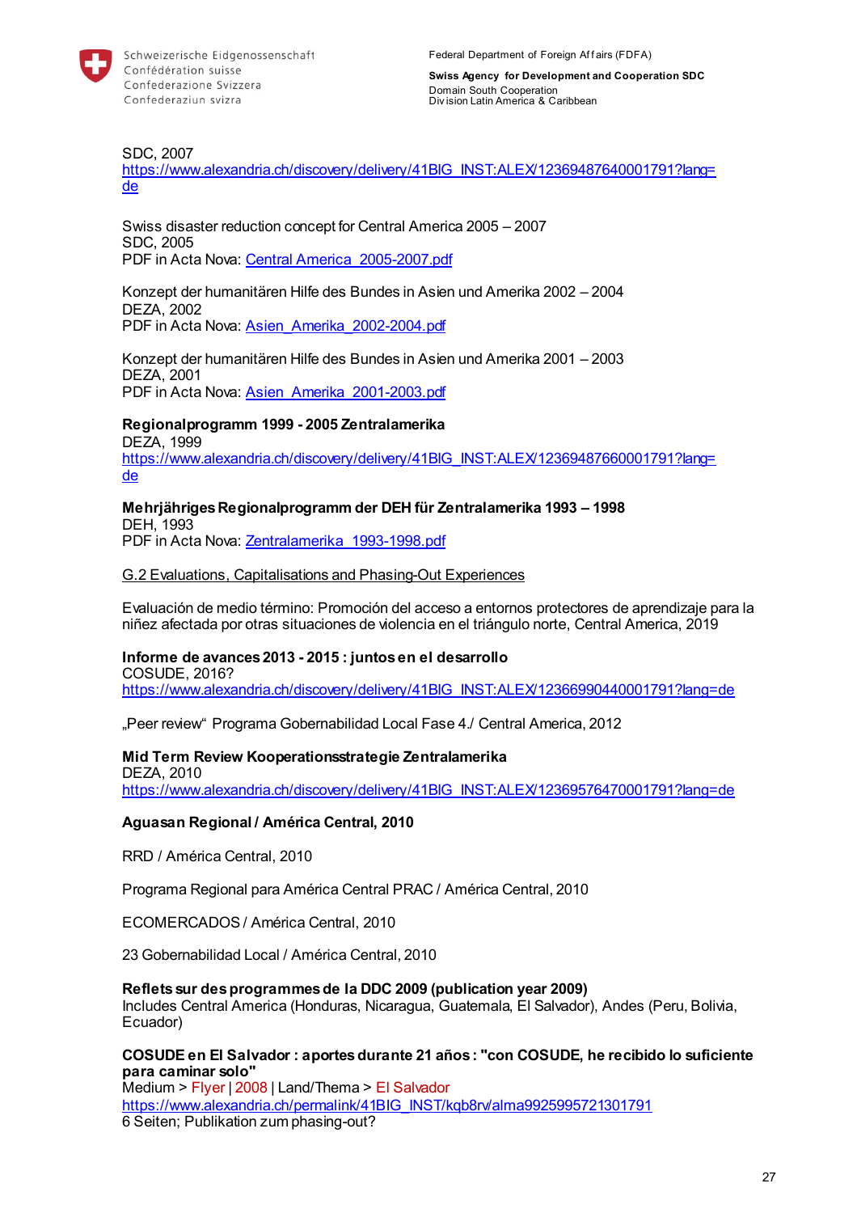SDC, 2007
https://www.alexandria.ch/discovery/delivery/41BIG_INST:ALEX/12369487640001791?lang=de

Swiss disaster reduction concept for Central America 2005 – 2007
SDC, 2005
PDF in Acta Nova: Central America_2005-2007.pdf

Konzept der humanitären Hilfe des Bundes in Asien und Amerika 2002 – 2004
DEZA, 2002
PDF in Acta Nova: Asien_Amerika_2002-2004.pdf

Konzept der humanitären Hilfe des Bundes in Asien und Amerika 2001 – 2003
DEZA, 2001
PDF in Acta Nova: Asien_Amerika_2001-2003.pdf

**Regionalprogramm 1999 - 2005 Zentralamerika**
DEZA, 1999
https://www.alexandria.ch/discovery/delivery/41BIG_INST:ALEX/12369487660001791?lang=de

**Mehrjähriges Regionalprogramm der DEH für Zentralamerika 1993 – 1998**
DEH, 1993
PDF in Acta Nova: Zentralamerika_1993-1998.pdf

G.2 Evaluations, Capitalisations and Phasing-Out Experiences

Evaluación de medio término: Promoción del acceso a entornos protectores de aprendizaje para la niñez afectada por otras situaciones de violencia en el triángulo norte, Central America, 2019

**Informe de avances 2013 - 2015 : juntos en el desarrollo**
COSUDE, 2016?
https://www.alexandria.ch/discovery/delivery/41BIG_INST:ALEX/12366990440001791?lang=de

„Peer review" Programa Gobernabilidad Local Fase 4./ Central America, 2012

**Mid Term Review Kooperationsstrategie Zentralamerika**
DEZA, 2010
https://www.alexandria.ch/discovery/delivery/41BIG_INST:ALEX/12369576470001791?lang=de

**Aguasan Regional / América Central, 2010**

RRD / América Central, 2010

Programa Regional para América Central PRAC / América Central, 2010

ECOMERCADOS / América Central, 2010

23 Gobernabilidad Local / América Central, 2010

**Reflets sur des programmes de la DDC 2009 (publication year 2009)**
Includes Central America (Honduras, Nicaragua, Guatemala, El Salvador), Andes (Peru, Bolivia, Ecuador)

**COSUDE en El Salvador : aportes durante 21 años : "con COSUDE, he recibido lo suficiente para caminar solo"**
Medium > Flyer | 2008 | Land/Thema > El Salvador
https://www.alexandria.ch/permalink/41BIG_INST/kqb8rv/alma9925995721301791
6 Seiten; Publikation zum phasing-out?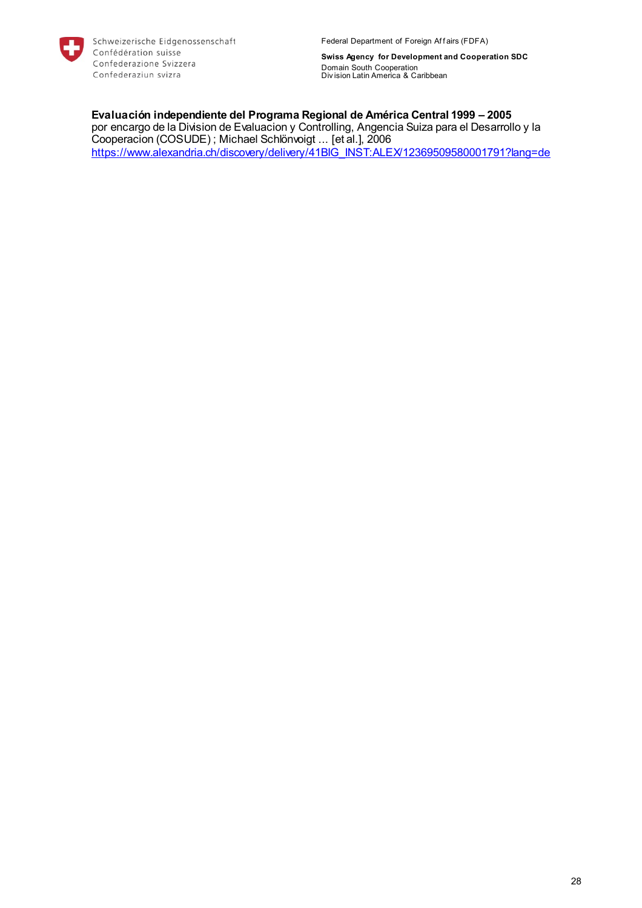**Evaluación independiente del Programa Regional de América Central 1999 – 2005**
por encargo de la Division de Evaluacion y Controlling, Angencia Suiza para el Desarrollo y la Cooperacion (COSUDE) ; Michael Schlönvoigt ... [et al.], 2006
https://www.alexandria.ch/discovery/delivery/41BIG_INST:ALEX/12369509580001791?lang=de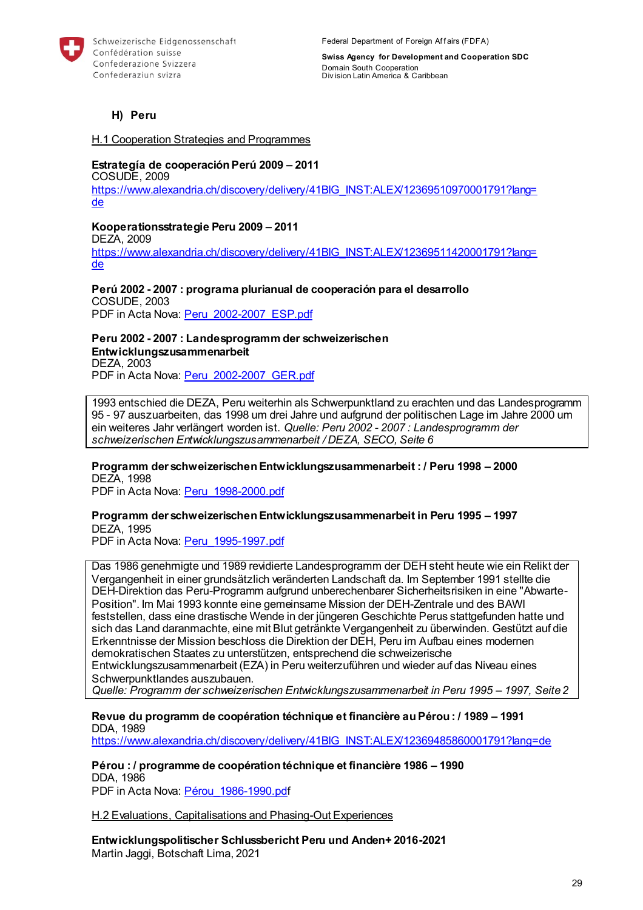## H) Peru

H.1 Cooperation Strategies and Programmes

**Estrategía de cooperación Perú 2009 – 2011**
COSUDE, 2009
https://www.alexandria.ch/discovery/delivery/41BIG_INST:ALEX/12369510970001791?lang=de

**Kooperationsstrategie Peru 2009 – 2011**
DEZA, 2009
https://www.alexandria.ch/discovery/delivery/41BIG_INST:ALEX/12369511420001791?lang=de

**Perú 2002 - 2007 : programa plurianual de cooperación para el desarrollo**
COSUDE, 2003
PDF in Acta Nova: Peru_2002-2007_ESP.pdf

**Peru 2002 - 2007 : Landesprogramm der schweizerischen Entwicklungszusammenarbeit**
DEZA, 2003
PDF in Acta Nova: Peru_2002-2007_GER.pdf

> 1993 entschied die DEZA, Peru weiterhin als Schwerpunktland zu erachten und das Landesprogramm 95 - 97 auszuarbeiten, das 1998 um drei Jahre und aufgrund der politischen Lage im Jahre 2000 um ein weiteres Jahr verlängert worden ist. *Quelle: Peru 2002 - 2007 : Landesprogramm der schweizerischen Entwicklungszusammenarbeit / DEZA, SECO, Seite 6*

**Programm der schweizerischen Entwicklungszusammenarbeit : / Peru 1998 – 2000**
DEZA, 1998
PDF in Acta Nova: Peru_1998-2000.pdf

**Programm der schweizerischen Entwicklungszusammenarbeit in Peru 1995 – 1997**
DEZA, 1995
PDF in Acta Nova: Peru_1995-1997.pdf

> Das 1986 genehmigte und 1989 revidierte Landesprogramm der DEH steht heute wie ein Relikt der Vergangenheit in einer grundsätzlich veränderten Landschaft da. Im September 1991 stellte die DEH-Direktion das Peru-Programm aufgrund unberechenbarer Sicherheitsrisiken in eine "Abwarte-Position". Im Mai 1993 konnte eine gemeinsame Mission der DEH-Zentrale und des BAWI feststellen, dass eine drastische Wende in der jüngeren Geschichte Perus stattgefunden hatte und sich das Land daranmachte, eine mit Blut getränkte Vergangenheit zu überwinden. Gestützt auf die Erkenntnisse der Mission beschloss die Direktion der DEH, Peru im Aufbau eines modernen demokratischen Staates zu unterstützen, entsprechend die schweizerische Entwicklungszusammenarbeit (EZA) in Peru weiterzuführen und wieder auf das Niveau eines Schwerpunktlandes auszubauen.
> *Quelle: Programm der schweizerischen Entwicklungszusammenarbeit in Peru 1995 – 1997, Seite 2*

**Revue du programm de coopération téchnique et financière au Pérou : / 1989 – 1991**
DDA, 1989
https://www.alexandria.ch/discovery/delivery/41BIG_INST:ALEX/12369485860001791?lang=de

**Pérou : / programme de coopération téchnique et financière 1986 – 1990**
DDA, 1986
PDF in Acta Nova: Pérou_1986-1990.pdf

H.2 Evaluations, Capitalisations and Phasing-Out Experiences

**Entwicklungspolitischer Schlussbericht Peru und Anden+ 2016-2021**
Martin Jaggi, Botschaft Lima, 2021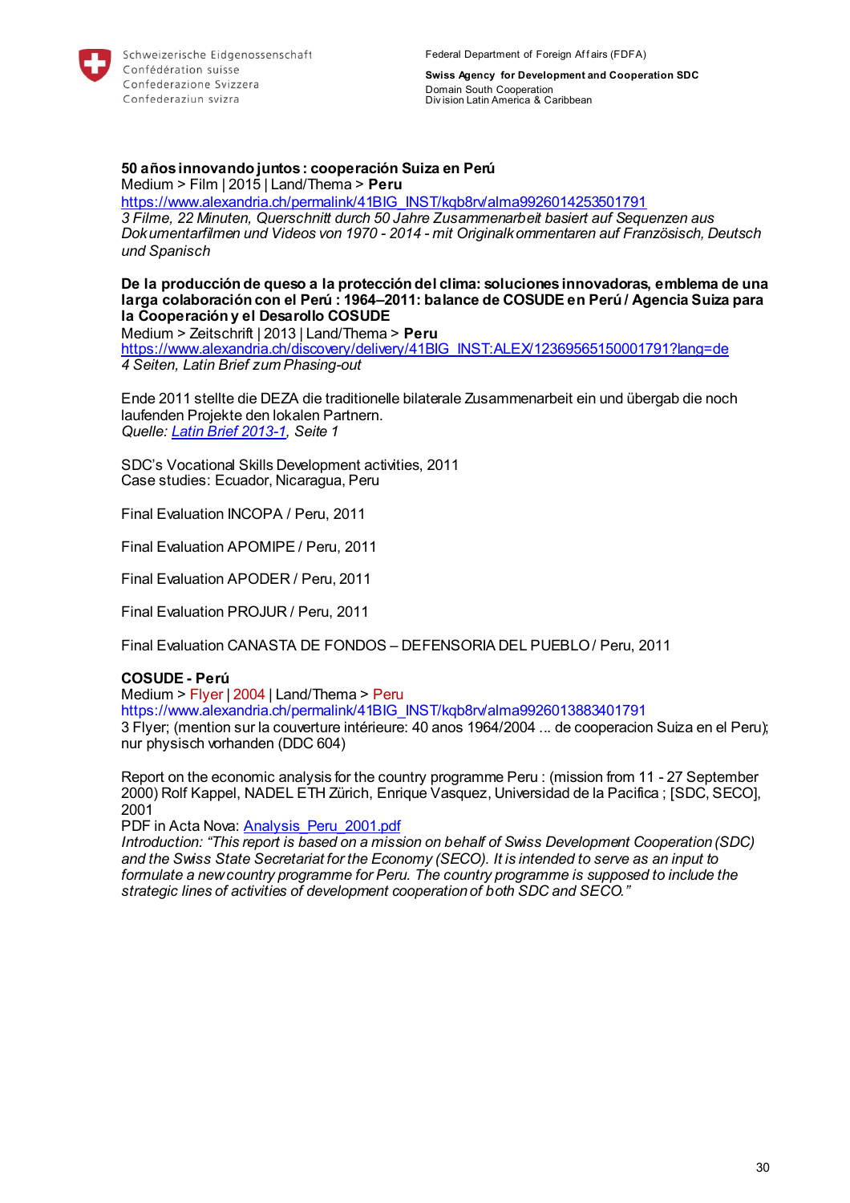**50 años innovando juntos : cooperación Suiza en Perú**
Medium > Film | 2015 | Land/Thema > **Peru**
https://www.alexandria.ch/permalink/41BIG_INST/kqb8rv/alma9926014253501791
*3 Filme, 22 Minuten, Querschnitt durch 50 Jahre Zusammenarbeit basiert auf Sequenzen aus Dokumentarfilmen und Videos von 1970 - 2014 - mit Originalkommentaren auf Französisch, Deutsch und Spanisch*

**De la producción de queso a la protección del clima: soluciones innovadoras, emblema de una larga colaboración con el Perú : 1964–2011: balance de COSUDE en Perú / Agencia Suiza para la Cooperación y el Desarollo COSUDE**
Medium > Zeitschrift | 2013 | Land/Thema > **Peru**
https://www.alexandria.ch/discovery/delivery/41BIG_INST:ALEX/12369565150001791?lang=de
*4 Seiten, Latin Brief zum Phasing-out*

Ende 2011 stellte die DEZA die traditionelle bilaterale Zusammenarbeit ein und übergab die noch laufenden Projekte den lokalen Partnern.
*Quelle: Latin Brief 2013-1, Seite 1*

SDC's Vocational Skills Development activities, 2011
Case studies: Ecuador, Nicaragua, Peru

Final Evaluation INCOPA / Peru, 2011

Final Evaluation APOMIPE / Peru, 2011

Final Evaluation APODER / Peru, 2011

Final Evaluation PROJUR / Peru, 2011

Final Evaluation CANASTA DE FONDOS – DEFENSORIA DEL PUEBLO / Peru, 2011

**COSUDE - Perú**
Medium > Flyer | 2004 | Land/Thema > Peru
https://www.alexandria.ch/permalink/41BIG_INST/kqb8rv/alma9926013883401791
3 Flyer; (mention sur la couverture intérieure: 40 anos 1964/2004 ... de cooperacion Suiza en el Peru); nur physisch vorhanden (DDC 604)

Report on the economic analysis for the country programme Peru : (mission from 11 - 27 September 2000) Rolf Kappel, NADEL ETH Zürich, Enrique Vasquez, Universidad de la Pacifica ; [SDC, SECO], 2001
PDF in Acta Nova: Analysis_Peru_2001.pdf
*Introduction: "This report is based on a mission on behalf of Swiss Development Cooperation (SDC) and the Swiss State Secretariat for the Economy (SECO). It is intended to serve as an input to formulate a new country programme for Peru. The country programme is supposed to include the strategic lines of activities of development cooperation of both SDC and SECO."*